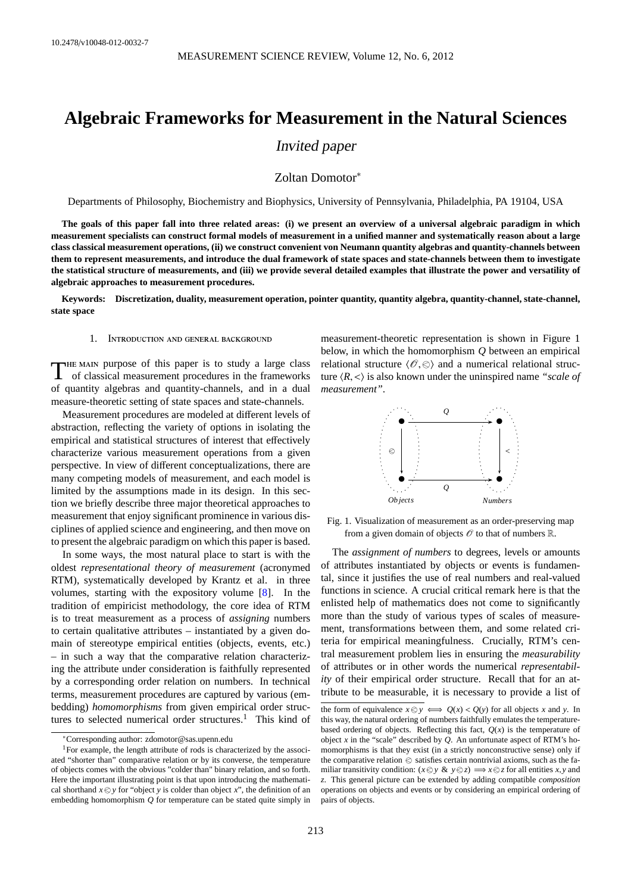10.2478/v10048-012-0032-7

# Algebraic Frameworks for Measurement in the Natural Sciences

*Invited paper*

Zoltan Domotor*

Departments of Philosophy, Biochemistry and Biophysics, University of Pennsylvania, Philadelphia, PA 19104, USA

**The goals of this paper fall into three related areas: (i) we present an overview of a universal algebraic paradigm in which measurement specialists can construct formal models of measurement in a unified manner and systematically reason about a large class classical measurement operations, (ii) we construct convenient von Neumann quantity algebras and quantity-channels between them to represent measurements, and introduce the dual framework of state spaces and state-channels between them to investigate the statistical structure of measurements, and (iii) we provide several detailed examples that illustrate the power and versatility of algebraic approaches to measurement procedures.**

**Keywords: Discretization, duality, measurement operation, pointer quantity, quantity algebra, quantity-channel, state-channel, state space**

## 1. Introduction and general background

The main purpose of this paper is to study a large class of classical measurement procedures in the frameworks of quantity algebras and quantity-channels, and in a dual measure-theoretic setting of state spaces and state-channels.

Measurement procedures are modeled at different levels of abstraction, reflecting the variety of options in isolating the empirical and statistical structures of interest that effectively characterize various measurement operations from a given perspective. In view of different conceptualizations, there are many competing models of measurement, and each model is limited by the assumptions made in its design. In this section we briefly describe three major theoretical approaches to measurement that enjoy significant prominence in various disciplines of applied science and engineering, and then move on to present the algebraic paradigm on which this paper is based.

In some ways, the most natural place to start is with the oldest *representational theory of measurement* (acronymed RTM), systematically developed by Krantz et al. in three volumes, starting with the expository volume [8]. In the tradition of empiricist methodology, the core idea of RTM is to treat measurement as a process of *assigning* numbers to certain qualitative attributes – instantiated by a given domain of stereotype empirical entities (objects, events, etc.) – in such a way that the comparative relation characterizing the attribute under consideration is faithfully represented by a corresponding order relation on numbers. In technical terms, measurement procedures are captured by various (embedding) *homomorphisms* from given empirical order structures to selected numerical order structures.[1] This kind of measurement-theoretic representation is shown in Figure 1 below, in which the homomorphism $Q$ between an empirical relational structure $\langle \mathscr{O}, \lessdot \rangle$ and a numerical relational structure $\langle R, < \rangle$ is also known under the uninspired name *"scale of measurement"*.

Fig. 1. Visualization of measurement as an order-preserving map from a given domain of objects $\mathscr{O}$ to that of numbers $\mathbb{R}$.

The *assignment of numbers* to degrees, levels or amounts of attributes instantiated by objects or events is fundamental, since it justifies the use of real numbers and real-valued functions in science. A crucial critical remark here is that the enlisted help of mathematics does not come to significantly more than the study of various types of scales of measurement, transformations between them, and some related criteria for empirical meaningfulness. Crucially, RTM's central measurement problem lies in ensuring the *measurability* of attributes or in other words the numerical *representability* of their empirical order structure. Recall that for an attribute to be measurable, it is necessary to provide a list of

*Corresponding author: zdomotor@sas.upenn.edu

[1] For example, the length attribute of rods is characterized by the associated "shorter than" comparative relation or by its converse, the temperature of objects comes with the obvious "colder than" binary relation, and so forth. Here the important illustrating point is that upon introducing the mathematical shorthand $x \lessdot y$ for "object $y$ is colder than object $x$", the definition of an embedding homomorphism $Q$ for temperature can be stated quite simply in the form of equivalence $x \lessdot y \iff Q(x) < Q(y)$ for all objects $x$ and $y$. In this way, the natural ordering of numbers faithfully emulates the temperature-based ordering of objects. Reflecting this fact, $Q(x)$ is the temperature of object $x$ in the "scale" described by $Q$. An unfortunate aspect of RTM's homomorphisms is that they exist (in a strictly nonconstructive sense) only if the comparative relation $\lessdot$ satisfies certain nontrivial axioms, such as the familiar transitivity condition: $(x \lessdot y \ \& \ y \lessdot z) \Longrightarrow x \lessdot z$ for all entities $x, y$ and $z$. This general picture can be extended by adding compatible *composition* operations on objects and events or by considering an empirical ordering of pairs of objects.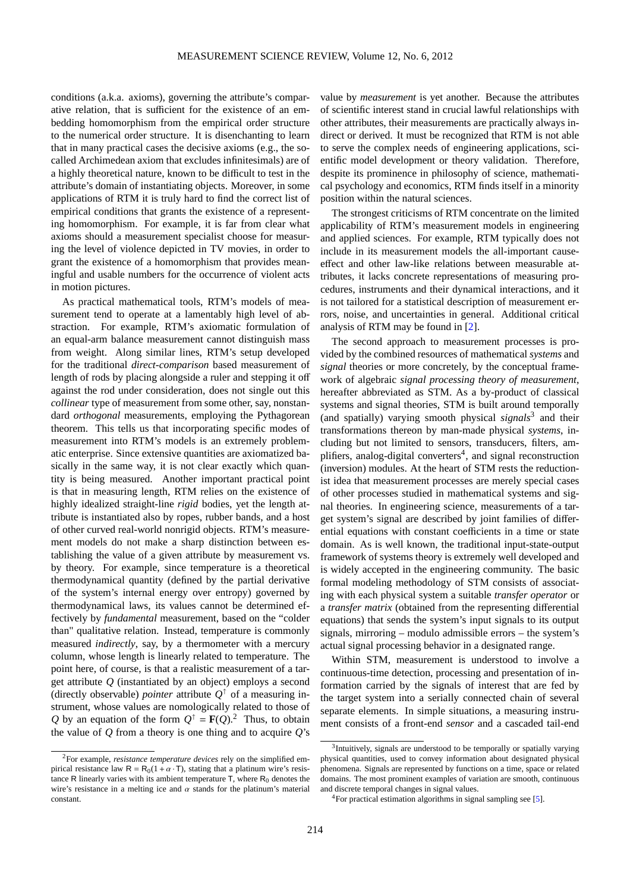conditions (a.k.a. axioms), governing the attribute's comparative relation, that is sufficient for the existence of an embedding homomorphism from the empirical order structure to the numerical order structure. It is disenchanting to learn that in many practical cases the decisive axioms (e.g., the so-called Archimedean axiom that excludes infinitesimals) are of a highly theoretical nature, known to be difficult to test in the attribute's domain of instantiating objects. Moreover, in some applications of RTM it is truly hard to find the correct list of empirical conditions that grants the existence of a representing homomorphism. For example, it is far from clear what axioms should a measurement specialist choose for measuring the level of violence depicted in TV movies, in order to grant the existence of a homomorphism that provides meaningful and usable numbers for the occurrence of violent acts in motion pictures.

As practical mathematical tools, RTM's models of measurement tend to operate at a lamentably high level of abstraction. For example, RTM's axiomatic formulation of an equal-arm balance measurement cannot distinguish mass from weight. Along similar lines, RTM's setup developed for the traditional *direct-comparison* based measurement of length of rods by placing alongside a ruler and stepping it off against the rod under consideration, does not single out this *collinear* type of measurement from some other, say, nonstandard *orthogonal* measurements, employing the Pythagorean theorem. This tells us that incorporating specific modes of measurement into RTM's models is an extremely problematic enterprise. Since extensive quantities are axiomatized basically in the same way, it is not clear exactly which quantity is being measured. Another important practical point is that in measuring length, RTM relies on the existence of highly idealized straight-line *rigid* bodies, yet the length attribute is instantiated also by ropes, rubber bands, and a host of other curved real-world nonrigid objects. RTM's measurement models do not make a sharp distinction between establishing the value of a given attribute by measurement vs. by theory. For example, since temperature is a theoretical thermodynamical quantity (defined by the partial derivative of the system's internal energy over entropy) governed by thermodynamical laws, its values cannot be determined effectively by *fundamental* measurement, based on the "colder than" qualitative relation. Instead, temperature is commonly measured *indirectly*, say, by a thermometer with a mercury column, whose length is linearly related to temperature. The point here, of course, is that a realistic measurement of a target attribute $Q$ (instantiated by an object) employs a second (directly observable) *pointer* attribute $Q^{\uparrow}$ of a measuring instrument, whose values are nomologically related to those of $Q$ by an equation of the form $Q^{\uparrow} = \mathbf{F}(Q)$.[2] Thus, to obtain the value of $Q$ from a theory is one thing and to acquire $Q$'s value by *measurement* is yet another. Because the attributes of scientific interest stand in crucial lawful relationships with other attributes, their measurements are practically always indirect or derived. It must be recognized that RTM is not able to serve the complex needs of engineering applications, scientific model development or theory validation. Therefore, despite its prominence in philosophy of science, mathematical psychology and economics, RTM finds itself in a minority position within the natural sciences.

The strongest criticisms of RTM concentrate on the limited applicability of RTM's measurement models in engineering and applied sciences. For example, RTM typically does not include in its measurement models the all-important cause-effect and other law-like relations between measurable attributes, it lacks concrete representations of measuring procedures, instruments and their dynamical interactions, and it is not tailored for a statistical description of measurement errors, noise, and uncertainties in general. Additional critical analysis of RTM may be found in [2].

The second approach to measurement processes is provided by the combined resources of mathematical *systems* and *signal* theories or more concretely, by the conceptual framework of algebraic *signal processing theory of measurement*, hereafter abbreviated as STM. As a by-product of classical systems and signal theories, STM is built around temporally (and spatially) varying smooth physical *signals*[3] and their transformations thereon by man-made physical *systems*, including but not limited to sensors, transducers, filters, amplifiers, analog-digital converters[4], and signal reconstruction (inversion) modules. At the heart of STM rests the reductionist idea that measurement processes are merely special cases of other processes studied in mathematical systems and signal theories. In engineering science, measurements of a target system's signal are described by joint families of differential equations with constant coefficients in a time or state domain. As is well known, the traditional input-state-output framework of systems theory is extremely well developed and is widely accepted in the engineering community. The basic formal modeling methodology of STM consists of associating with each physical system a suitable *transfer operator* or a *transfer matrix* (obtained from the representing differential equations) that sends the system's input signals to its output signals, mirroring – modulo admissible errors – the system's actual signal processing behavior in a designated range.

Within STM, measurement is understood to involve a continuous-time detection, processing and presentation of information carried by the signals of interest that are fed by the target system into a serially connected chain of several separate elements. In simple situations, a measuring instrument consists of a front-end *sensor* and a cascaded tail-end

---

[2] For example, *resistance temperature devices* rely on the simplified empirical resistance law $\mathsf{R} = \mathsf{R}_0(1 + \alpha \cdot \mathsf{T})$, stating that a platinum wire's resistance $\mathsf{R}$ linearly varies with its ambient temperature $\mathsf{T}$, where $\mathsf{R}_0$ denotes the wire's resistance in a melting ice and $\alpha$ stands for the platinum's material constant.

[3] Intuitively, signals are understood to be temporally or spatially varying physical quantities, used to convey information about designated physical phenomena. Signals are represented by functions on a time, space or related domains. The most prominent examples of variation are smooth, continuous and discrete temporal changes in signal values.

[4] For practical estimation algorithms in signal sampling see [5].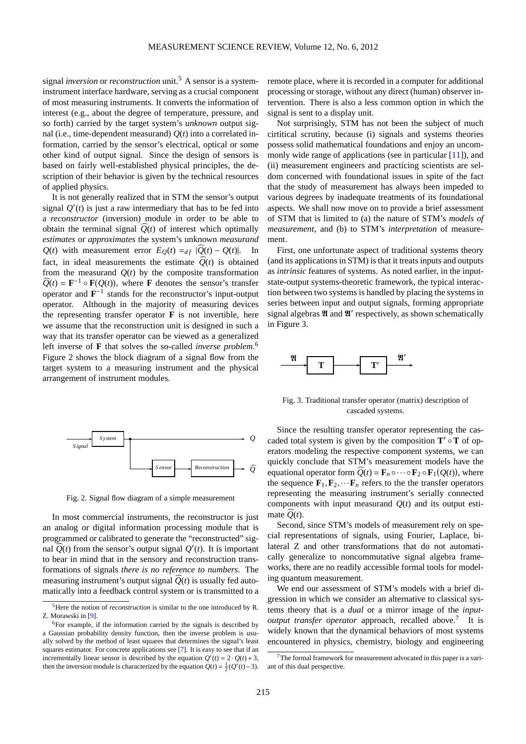signal *inversion* or *reconstruction* unit.[5] A sensor is a system-instrument interface hardware, serving as a crucial component of most measuring instruments. It converts the information of interest (e.g., about the degree of temperature, pressure, and so forth) carried by the target system's *unknown* output signal (i.e., time-dependent measurand) $Q(t)$ into a correlated information, carried by the sensor's electrical, optical or some other kind of output signal. Since the design of sensors is based on fairly well-established physical principles, the description of their behavior is given by the technical resources of applied physics.

It is not generally realized that in STM the sensor's output signal $Q'(t)$ is just a raw intermediary that has to be fed into a *reconstructor* (inversion) module in order to be able to obtain the terminal signal $\widehat{Q}(t)$ of interest which optimally *estimates* or *approximates* the system's unknown *measurand* $Q(t)$ with measurement error $E_Q(t) =_{df} |\widehat{Q}(t) - Q(t)|$. In fact, in ideal measurements the estimate $\widehat{Q}(t)$ is obtained from the measurand $Q(t)$ by the composite transformation $\widehat{Q}(t) = \mathbf{F}^{-1} \circ \mathbf{F}(Q(t))$, where $\mathbf{F}$ denotes the sensor's transfer operator and $\mathbf{F}^{-1}$ stands for the reconstructor's input-output operator. Although in the majority of measuring devices the representing transfer operator $\mathbf{F}$ is not invertible, here we assume that the reconstruction unit is designed in such a way that its transfer operator can be viewed as a generalized left inverse of $\mathbf{F}$ that solves the so-called *inverse problem*.[6] Figure 2 shows the block diagram of a signal flow from the target system to a measuring instrument and the physical arrangement of instrument modules.

Fig. 2. Signal flow diagram of a simple measurement

In most commercial instruments, the reconstructor is just an analog or digital information processing module that is programmed or calibrated to generate the "reconstructed" signal $\widehat{Q}(t)$ from the sensor's output signal $Q'(t)$. It is important to bear in mind that in the sensory and reconstruction transformations of signals *there is no reference to numbers*. The measuring instrument's output signal $\widehat{Q}(t)$ is usually fed automatically into a feedback control system or is transmitted to a remote place, where it is recorded in a computer for additional processing or storage, without any direct (human) observer intervention. There is also a less common option in which the signal is sent to a display unit.

Not surprisingly, STM has not been the subject of much cirtitical scrutiny, because (i) signals and systems theories possess solid mathematical foundations and enjoy an uncommonly wide range of applications (see in particular [11]), and (ii) measurement engineers and practicing scientists are seldom concerned with foundational issues in spite of the fact that the study of measurement has always been impeded to various degrees by inadequate treatments of its foundational aspects. We shall now move on to provide a brief assessment of STM that is limited to (a) the nature of STM's *models of measurement*, and (b) to STM's *interpretation* of measurement.

First, one unfortunate aspect of traditional systems theory (and its applications in STM) is that it treats inputs and outputs as *intrinsic* features of systems. As noted earlier, in the input-state-output systems-theoretic framework, the typical interaction between two systems is handled by placing the systems in series between input and output signals, forming appropriate signal algebras $\mathfrak{A}$ and $\mathfrak{A}'$ respectively, as shown schematically in Figure 3.

Fig. 3. Traditional transfer operator (matrix) description of cascaded systems.

Since the resulting transfer operator representing the cascaded total system is given by the composition $\mathbf{T}' \circ \mathbf{T}$ of operators modeling the respective component systems, we can quickly conclude that STM's measurement models have the equational operator form $\widehat{Q}(t) = \mathbf{F}_n \circ \cdots \circ \mathbf{F}_2 \circ \mathbf{F}_1(Q(t))$, where the sequence $\mathbf{F}_1, \mathbf{F}_2, \cdots \mathbf{F}_n$ refers to the the transfer operators representing the measuring instrument's serially connected components with input measurand $Q(t)$ and its output estimate $\widehat{Q}(t)$.

Second, since STM's models of measurement rely on special representations of signals, using Fourier, Laplace, bilateral Z and other transformations that do not automatically generalize to noncommutative signal algebra frameworks, there are no readily accessible formal tools for modeling quantum measurement.

We end our assessment of STM's models with a brief digression in which we consider an alternative to classical systems theory that is a *dual* or a mirror image of the *input-output transfer operator* approach, recalled above.[7] It is widely known that the dynamical behaviors of most systems encountered in physics, chemistry, biology and engineering

---

[5] Here the notion of *reconstruction* is similar to the one introduced by R. Z. Morawski in [9].

[6] For example, if the information carried by the signals is described by a Gaussian probability density function, then the inverse problem is usually solved by the method of least squares that determines the signal's least squares estimator. For concrete applications see [7]. It is easy to see that if an incrementally linear sensor is described by the equation $Q'(t) = 2 \cdot Q(t) + 3$, then the inversion module is characterized by the equation $Q(t) = \frac{1}{2}(Q'(t) - 3)$.

[7] The formal framework for measurement advocated in this paper is a variant of this dual perspective.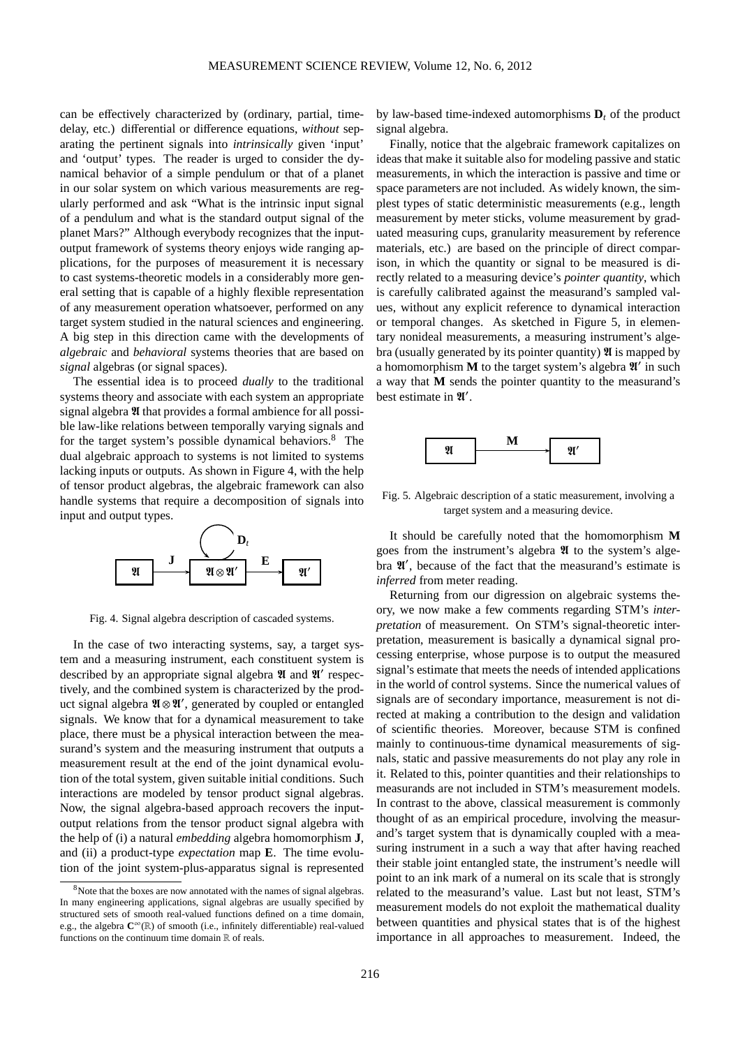can be effectively characterized by (ordinary, partial, time-delay, etc.) differential or difference equations, *without* separating the pertinent signals into *intrinsically* given 'input' and 'output' types. The reader is urged to consider the dynamical behavior of a simple pendulum or that of a planet in our solar system on which various measurements are regularly performed and ask "What is the intrinsic input signal of a pendulum and what is the standard output signal of the planet Mars?" Although everybody recognizes that the input-output framework of systems theory enjoys wide ranging applications, for the purposes of measurement it is necessary to cast systems-theoretic models in a considerably more general setting that is capable of a highly flexible representation of any measurement operation whatsoever, performed on any target system studied in the natural sciences and engineering. A big step in this direction came with the developments of *algebraic* and *behavioral* systems theories that are based on *signal* algebras (or signal spaces).

The essential idea is to proceed *dually* to the traditional systems theory and associate with each system an appropriate signal algebra $\mathfrak{A}$ that provides a formal ambience for all possible law-like relations between temporally varying signals and for the target system's possible dynamical behaviors.[8] The dual algebraic approach to systems is not limited to systems lacking inputs or outputs. As shown in Figure 4, with the help of tensor product algebras, the algebraic framework can also handle systems that require a decomposition of signals into input and output types.

Fig. 4. Signal algebra description of cascaded systems.

In the case of two interacting systems, say, a target system and a measuring instrument, each constituent system is described by an appropriate signal algebra $\mathfrak{A}$ and $\mathfrak{A}'$ respectively, and the combined system is characterized by the product signal algebra $\mathfrak{A} \otimes \mathfrak{A}'$, generated by coupled or entangled signals. We know that for a dynamical measurement to take place, there must be a physical interaction between the measurand's system and the measuring instrument that outputs a measurement result at the end of the joint dynamical evolution of the total system, given suitable initial conditions. Such interactions are modeled by tensor product signal algebras. Now, the signal algebra-based approach recovers the input-output relations from the tensor product signal algebra with the help of (i) a natural *embedding* algebra homomorphism $\mathbf{J}$, and (ii) a product-type *expectation* map $\mathbf{E}$. The time evolution of the joint system-plus-apparatus signal is represented by law-based time-indexed automorphisms $\mathbf{D}_t$ of the product signal algebra.

Finally, notice that the algebraic framework capitalizes on ideas that make it suitable also for modeling passive and static measurements, in which the interaction is passive and time or space parameters are not included. As widely known, the simplest types of static deterministic measurements (e.g., length measurement by meter sticks, volume measurement by graduated measuring cups, granularity measurement by reference materials, etc.) are based on the principle of direct comparison, in which the quantity or signal to be measured is directly related to a measuring device's *pointer quantity*, which is carefully calibrated against the measurand's sampled values, without any explicit reference to dynamical interaction or temporal changes. As sketched in Figure 5, in elementary nonideal measurements, a measuring instrument's algebra (usually generated by its pointer quantity) $\mathfrak{A}$ is mapped by a homomorphism $\mathbf{M}$ to the target system's algebra $\mathfrak{A}'$ in such a way that $\mathbf{M}$ sends the pointer quantity to the measurand's best estimate in $\mathfrak{A}'$.

Fig. 5. Algebraic description of a static measurement, involving a target system and a measuring device.

It should be carefully noted that the homomorphism $\mathbf{M}$ goes from the instrument's algebra $\mathfrak{A}$ to the system's algebra $\mathfrak{A}'$, because of the fact that the measurand's estimate is *inferred* from meter reading.

Returning from our digression on algebraic systems theory, we now make a few comments regarding STM's *interpretation* of measurement. On STM's signal-theoretic interpretation, measurement is basically a dynamical signal processing enterprise, whose purpose is to output the measured signal's estimate that meets the needs of intended applications in the world of control systems. Since the numerical values of signals are of secondary importance, measurement is not directed at making a contribution to the design and validation of scientific theories. Moreover, because STM is confined mainly to continuous-time dynamical measurements of signals, static and passive measurements do not play any role in it. Related to this, pointer quantities and their relationships to measurands are not included in STM's measurement models. In contrast to the above, classical measurement is commonly thought of as an empirical procedure, involving the measurand's target system that is dynamically coupled with a measuring instrument in a such a way that after having reached their stable joint entangled state, the instrument's needle will point to an ink mark of a numeral on its scale that is strongly related to the measurand's value. Last but not least, STM's measurement models do not exploit the mathematical duality between quantities and physical states that is of the highest importance in all approaches to measurement. Indeed, the

[8] Note that the boxes are now annotated with the names of signal algebras. In many engineering applications, signal algebras are usually specified by structured sets of smooth real-valued functions defined on a time domain, e.g., the algebra $\mathbf{C}^\infty(\mathbb{R})$ of smooth (i.e., infinitely differentiable) real-valued functions on the continuum time domain $\mathbb{R}$ of reals.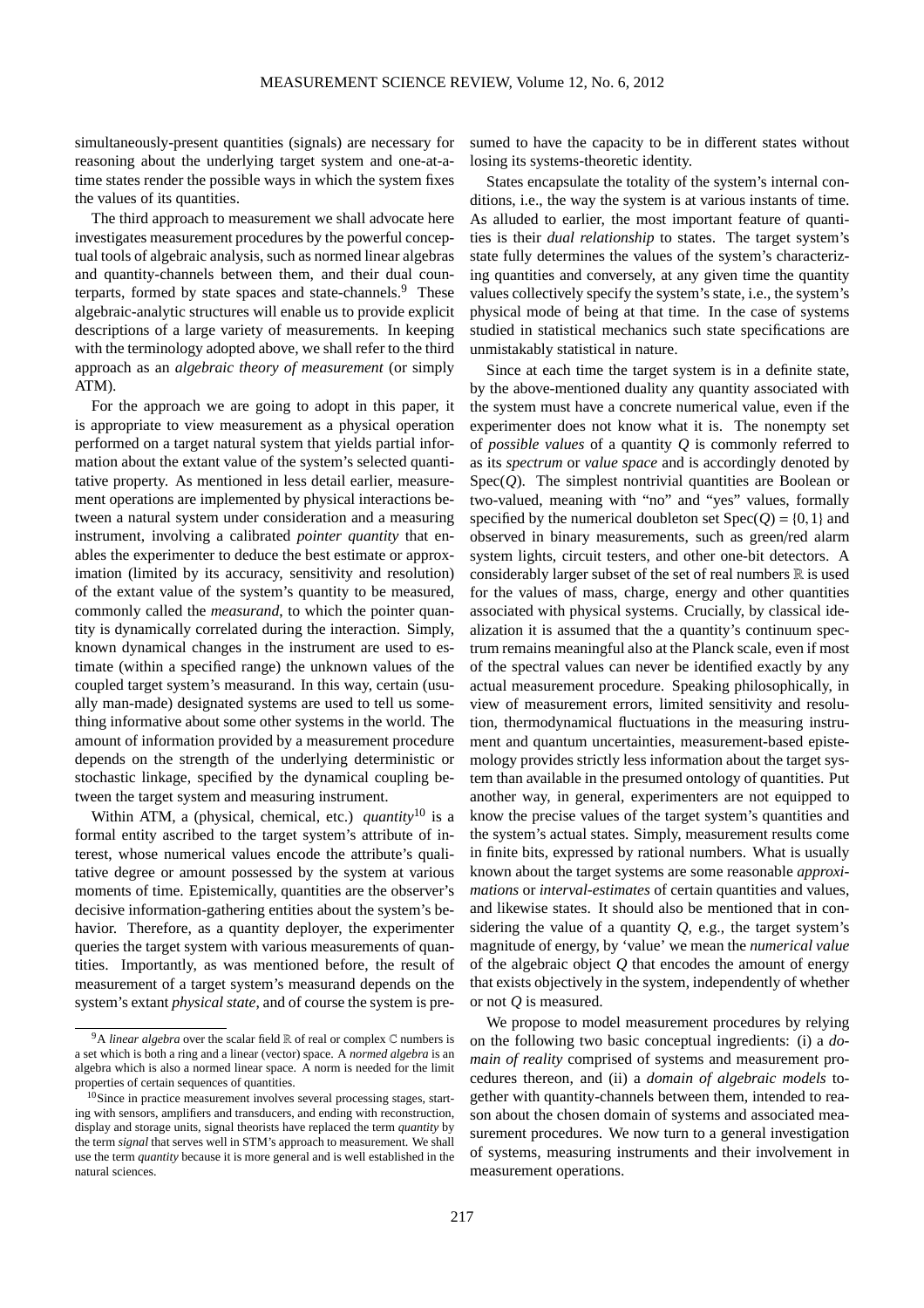simultaneously-present quantities (signals) are necessary for reasoning about the underlying target system and one-at-a-time states render the possible ways in which the system fixes the values of its quantities.

The third approach to measurement we shall advocate here investigates measurement procedures by the powerful conceptual tools of algebraic analysis, such as normed linear algebras and quantity-channels between them, and their dual counterparts, formed by state spaces and state-channels.[9] These algebraic-analytic structures will enable us to provide explicit descriptions of a large variety of measurements. In keeping with the terminology adopted above, we shall refer to the third approach as an *algebraic theory of measurement* (or simply ATM).

For the approach we are going to adopt in this paper, it is appropriate to view measurement as a physical operation performed on a target natural system that yields partial information about the extant value of the system's selected quantitative property. As mentioned in less detail earlier, measurement operations are implemented by physical interactions between a natural system under consideration and a measuring instrument, involving a calibrated *pointer quantity* that enables the experimenter to deduce the best estimate or approximation (limited by its accuracy, sensitivity and resolution) of the extant value of the system's quantity to be measured, commonly called the *measurand*, to which the pointer quantity is dynamically correlated during the interaction. Simply, known dynamical changes in the instrument are used to estimate (within a specified range) the unknown values of the coupled target system's measurand. In this way, certain (usually man-made) designated systems are used to tell us something informative about some other systems in the world. The amount of information provided by a measurement procedure depends on the strength of the underlying deterministic or stochastic linkage, specified by the dynamical coupling between the target system and measuring instrument.

Within ATM, a (physical, chemical, etc.) *quantity*[10] is a formal entity ascribed to the target system's attribute of interest, whose numerical values encode the attribute's qualitative degree or amount possessed by the system at various moments of time. Epistemically, quantities are the observer's decisive information-gathering entities about the system's behavior. Therefore, as a quantity deployer, the experimenter queries the target system with various measurements of quantities. Importantly, as was mentioned before, the result of measurement of a target system's measurand depends on the system's extant *physical state*, and of course the system is presumed to have the capacity to be in different states without losing its systems-theoretic identity.

States encapsulate the totality of the system's internal conditions, i.e., the way the system is at various instants of time. As alluded to earlier, the most important feature of quantities is their *dual relationship* to states. The target system's state fully determines the values of the system's characterizing quantities and conversely, at any given time the quantity values collectively specify the system's state, i.e., the system's physical mode of being at that time. In the case of systems studied in statistical mechanics such state specifications are unmistakably statistical in nature.

Since at each time the target system is in a definite state, by the above-mentioned duality any quantity associated with the system must have a concrete numerical value, even if the experimenter does not know what it is. The nonempty set of *possible values* of a quantity $Q$ is commonly referred to as its *spectrum* or *value space* and is accordingly denoted by $\mathrm{Spec}(Q)$. The simplest nontrivial quantities are Boolean or two-valued, meaning with "no" and "yes" values, formally specified by the numerical doubleton set $\mathrm{Spec}(Q) = \{0, 1\}$ and observed in binary measurements, such as green/red alarm system lights, circuit testers, and other one-bit detectors. A considerably larger subset of the set of real numbers $\mathbb{R}$ is used for the values of mass, charge, energy and other quantities associated with physical systems. Crucially, by classical idealization it is assumed that the a quantity's continuum spectrum remains meaningful also at the Planck scale, even if most of the spectral values can never be identified exactly by any actual measurement procedure. Speaking philosophically, in view of measurement errors, limited sensitivity and resolution, thermodynamical fluctuations in the measuring instrument and quantum uncertainties, measurement-based epistemology provides strictly less information about the target system than available in the presumed ontology of quantities. Put another way, in general, experimenters are not equipped to know the precise values of the target system's quantities and the system's actual states. Simply, measurement results come in finite bits, expressed by rational numbers. What is usually known about the target systems are some reasonable *approximations* or *interval-estimates* of certain quantities and values, and likewise states. It should also be mentioned that in considering the value of a quantity $Q$, e.g., the target system's magnitude of energy, by 'value' we mean the *numerical value* of the algebraic object $Q$ that encodes the amount of energy that exists objectively in the system, independently of whether or not $Q$ is measured.

We propose to model measurement procedures by relying on the following two basic conceptual ingredients: (i) a *domain of reality* comprised of systems and measurement procedures thereon, and (ii) a *domain of algebraic models* together with quantity-channels between them, intended to reason about the chosen domain of systems and associated measurement procedures. We now turn to a general investigation of systems, measuring instruments and their involvement in measurement operations.

[9] A *linear algebra* over the scalar field $\mathbb{R}$ of real or complex $\mathbb{C}$ numbers is a set which is both a ring and a linear (vector) space. A *normed algebra* is an algebra which is also a normed linear space. A norm is needed for the limit properties of certain sequences of quantities.

[10] Since in practice measurement involves several processing stages, starting with sensors, amplifiers and transducers, and ending with reconstruction, display and storage units, signal theorists have replaced the term *quantity* by the term *signal* that serves well in STM's approach to measurement. We shall use the term *quantity* because it is more general and is well established in the natural sciences.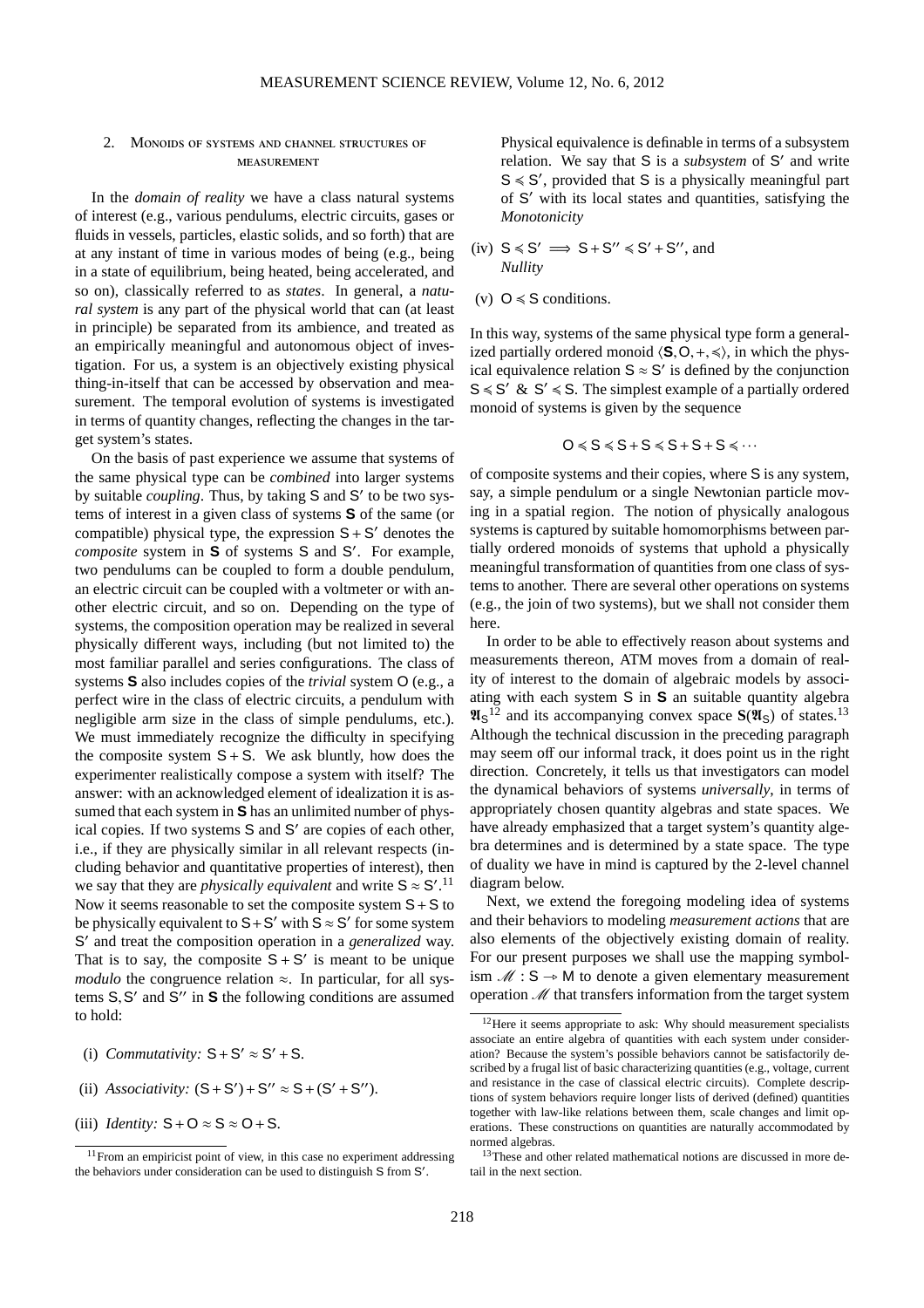## 2. Monoids of systems and channel structures of measurement

In the *domain of reality* we have a class natural systems of interest (e.g., various pendulums, electric circuits, gases or fluids in vessels, particles, elastic solids, and so forth) that are at any instant of time in various modes of being (e.g., being in a state of equilibrium, being heated, being accelerated, and so on), classically referred to as *states*. In general, a *natural system* is any part of the physical world that can (at least in principle) be separated from its ambience, and treated as an empirically meaningful and autonomous object of investigation. For us, a system is an objectively existing physical thing-in-itself that can be accessed by observation and measurement. The temporal evolution of systems is investigated in terms of quantity changes, reflecting the changes in the target system's states.

On the basis of past experience we assume that systems of the same physical type can be *combined* into larger systems by suitable *coupling*. Thus, by taking $\mathsf{S}$ and $\mathsf{S}'$ to be two systems of interest in a given class of systems $\mathbf{S}$ of the same (or compatible) physical type, the expression $\mathsf{S}+\mathsf{S}'$ denotes the *composite* system in $\mathbf{S}$ of systems $\mathsf{S}$ and $\mathsf{S}'$. For example, two pendulums can be coupled to form a double pendulum, an electric circuit can be coupled with a voltmeter or with another electric circuit, and so on. Depending on the type of systems, the composition operation may be realized in several physically different ways, including (but not limited to) the most familiar parallel and series configurations. The class of systems $\mathbf{S}$ also includes copies of the *trivial* system $\mathsf{O}$ (e.g., a perfect wire in the class of electric circuits, a pendulum with negligible arm size in the class of simple pendulums, etc.). We must immediately recognize the difficulty in specifying the composite system $\mathsf{S}+\mathsf{S}$. We ask bluntly, how does the experimenter realistically compose a system with itself? The answer: with an acknowledged element of idealization it is assumed that each system in $\mathbf{S}$ has an unlimited number of physical copies. If two systems $\mathsf{S}$ and $\mathsf{S}'$ are copies of each other, i.e., if they are physically similar in all relevant respects (including behavior and quantitative properties of interest), then we say that they are *physically equivalent* and write $\mathsf{S}\approx\mathsf{S}'$.[11] Now it seems reasonable to set the composite system $\mathsf{S}+\mathsf{S}$ to be physically equivalent to $\mathsf{S}+\mathsf{S}'$ with $\mathsf{S}\approx\mathsf{S}'$ for some system $\mathsf{S}'$ and treat the composition operation in a *generalized* way. That is to say, the composite $\mathsf{S}+\mathsf{S}'$ is meant to be unique *modulo* the congruence relation $\approx$. In particular, for all systems $\mathsf{S},\mathsf{S}'$ and $\mathsf{S}''$ in $\mathbf{S}$ the following conditions are assumed to hold:

(i) *Commutativity:* $\mathsf{S}+\mathsf{S}'\approx\mathsf{S}'+\mathsf{S}$.

(ii) *Associativity:* $(\mathsf{S}+\mathsf{S}')+\mathsf{S}''\approx\mathsf{S}+(\mathsf{S}'+\mathsf{S}'')$.

(iii) *Identity:* $\mathsf{S}+\mathsf{O}\approx\mathsf{S}\approx\mathsf{O}+\mathsf{S}$.

Physical equivalence is definable in terms of a subsystem relation. We say that $\mathsf{S}$ is a *subsystem* of $\mathsf{S}'$ and write $\mathsf{S}\preccurlyeq\mathsf{S}'$, provided that $\mathsf{S}$ is a physically meaningful part of $\mathsf{S}'$ with its local states and quantities, satisfying the *Monotonicity*

(iv) $\mathsf{S}\preccurlyeq\mathsf{S}' \implies \mathsf{S}+\mathsf{S}''\preccurlyeq\mathsf{S}'+\mathsf{S}''$, and *Nullity*

(v) $\mathsf{O}\preccurlyeq\mathsf{S}$ conditions.

In this way, systems of the same physical type form a generalized partially ordered monoid $\langle\mathbf{S},\mathsf{O},+,\preccurlyeq\rangle$, in which the physical equivalence relation $\mathsf{S}\approx\mathsf{S}'$ is defined by the conjunction $\mathsf{S}\preccurlyeq\mathsf{S}'$ & $\mathsf{S}'\preccurlyeq\mathsf{S}$. The simplest example of a partially ordered monoid of systems is given by the sequence

$$\mathsf{O}\preccurlyeq\mathsf{S}\preccurlyeq\mathsf{S}+\mathsf{S}\preccurlyeq\mathsf{S}+\mathsf{S}+\mathsf{S}\preccurlyeq\cdots$$

of composite systems and their copies, where $\mathsf{S}$ is any system, say, a simple pendulum or a single Newtonian particle moving in a spatial region. The notion of physically analogous systems is captured by suitable homomorphisms between partially ordered monoids of systems that uphold a physically meaningful transformation of quantities from one class of systems to another. There are several other operations on systems (e.g., the join of two systems), but we shall not consider them here.

In order to be able to effectively reason about systems and measurements thereon, ATM moves from a domain of reality of interest to the domain of algebraic models by associating with each system $\mathsf{S}$ in $\mathbf{S}$ an suitable quantity algebra $\mathfrak{A}_{\mathsf{S}}$[12] and its accompanying convex space $\mathbf{S}(\mathfrak{A}_{\mathsf{S}})$ of states.[13] Although the technical discussion in the preceding paragraph may seem off our informal track, it does point us in the right direction. Concretely, it tells us that investigators can model the dynamical behaviors of systems *universally*, in terms of appropriately chosen quantity algebras and state spaces. We have already emphasized that a target system's quantity algebra determines and is determined by a state space. The type of duality we have in mind is captured by the 2-level channel diagram below.

Next, we extend the foregoing modeling idea of systems and their behaviors to modeling *measurement actions* that are also elements of the objectively existing domain of reality. For our present purposes we shall use the mapping symbolism $\mathscr{M}:\mathsf{S}\multimap\mathsf{M}$ to denote a given elementary measurement operation $\mathscr{M}$ that transfers information from the target system

[11] From an empiricist point of view, in this case no experiment addressing the behaviors under consideration can be used to distinguish $\mathsf{S}$ from $\mathsf{S}'$.

[12] Here it seems appropriate to ask: Why should measurement specialists associate an entire algebra of quantities with each system under consideration? Because the system's possible behaviors cannot be satisfactorily described by a frugal list of basic characterizing quantities (e.g., voltage, current and resistance in the case of classical electric circuits). Complete descriptions of system behaviors require longer lists of derived (defined) quantities together with law-like relations between them, scale changes and limit operations. These constructions on quantities are naturally accommodated by normed algebras.

[13] These and other related mathematical notions are discussed in more detail in the next section.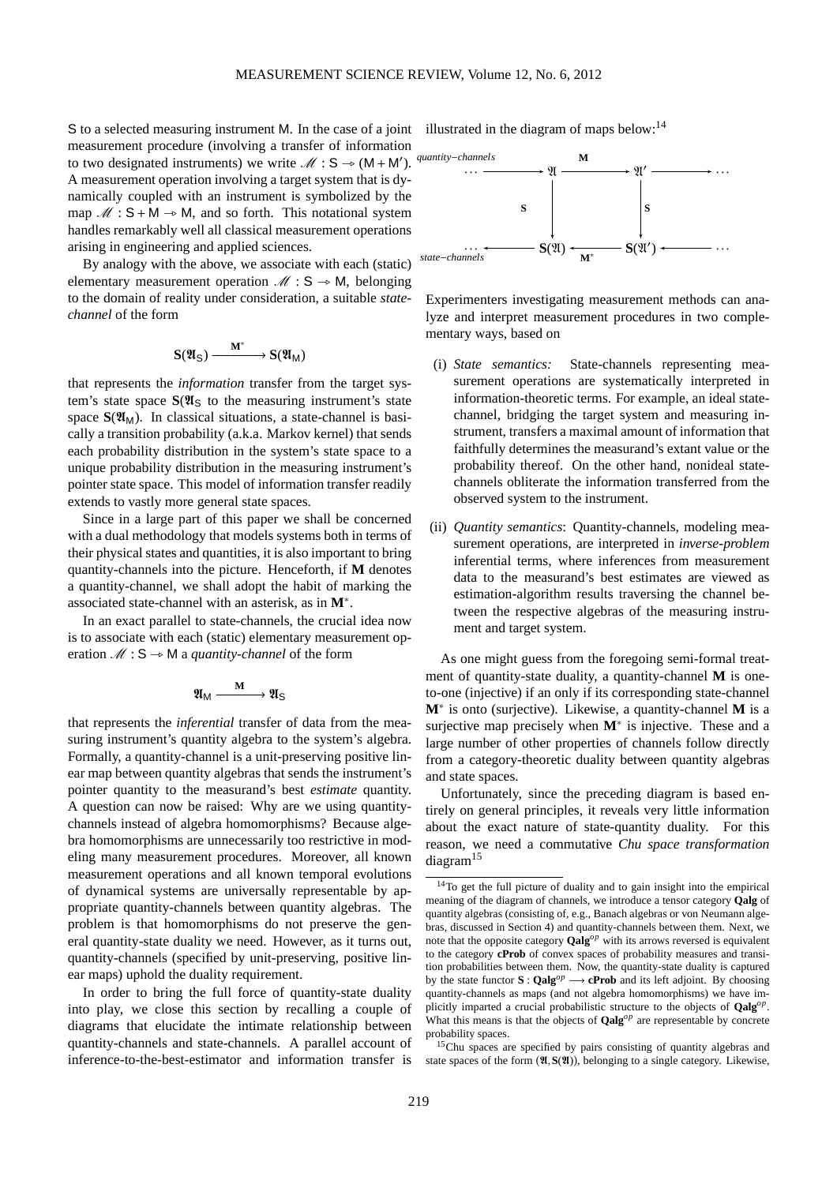S to a selected measuring instrument M. In the case of a joint measurement procedure (involving a transfer of information to two designated instruments) we write $\mathscr{M} : \mathsf{S} \twoheadrightarrow (\mathsf{M} + \mathsf{M}')$. A measurement operation involving a target system that is dynamically coupled with an instrument is symbolized by the map $\mathscr{M} : \mathsf{S} + \mathsf{M} \twoheadrightarrow \mathsf{M}$, and so forth. This notational system handles remarkably well all classical measurement operations arising in engineering and applied sciences.

By analogy with the above, we associate with each (static) elementary measurement operation $\mathscr{M} : \mathsf{S} \twoheadrightarrow \mathsf{M}$, belonging to the domain of reality under consideration, a suitable *state-channel* of the form

$$\mathbf{S}(\mathfrak{A}_{\mathsf{S}}) \xrightarrow{\mathbf{M}^*} \mathbf{S}(\mathfrak{A}_{\mathsf{M}})$$

that represents the *information* transfer from the target system's state space $\mathbf{S}(\mathfrak{A}_{\mathsf{S}}$ to the measuring instrument's state space $\mathbf{S}(\mathfrak{A}_{\mathsf{M}})$. In classical situations, a state-channel is basically a transition probability (a.k.a. Markov kernel) that sends each probability distribution in the system's state space to a unique probability distribution in the measuring instrument's pointer state space. This model of information transfer readily extends to vastly more general state spaces.

Since in a large part of this paper we shall be concerned with a dual methodology that models systems both in terms of their physical states and quantities, it is also important to bring quantity-channels into the picture. Henceforth, if **M** denotes a quantity-channel, we shall adopt the habit of marking the associated state-channel with an asterisk, as in $\mathbf{M}^*$.

In an exact parallel to state-channels, the crucial idea now is to associate with each (static) elementary measurement operation $\mathscr{M} : \mathsf{S} \twoheadrightarrow \mathsf{M}$ a *quantity-channel* of the form

$$\mathfrak{A}_{\mathsf{M}} \xrightarrow{\mathbf{M}} \mathfrak{A}_{\mathsf{S}}$$

that represents the *inferential* transfer of data from the measuring instrument's quantity algebra to the system's algebra. Formally, a quantity-channel is a unit-preserving positive linear map between quantity algebras that sends the instrument's pointer quantity to the measurand's best *estimate* quantity. A question can now be raised: Why are we using quantity-channels instead of algebra homomorphisms? Because algebra homomorphisms are unnecessarily too restrictive in modeling many measurement procedures. Moreover, all known measurement operations and all known temporal evolutions of dynamical systems are universally representable by appropriate quantity-channels between quantity algebras. The problem is that homomorphisms do not preserve the general quantity-state duality we need. However, as it turns out, quantity-channels (specified by unit-preserving, positive linear maps) uphold the duality requirement.

In order to bring the full force of quantity-state duality into play, we close this section by recalling a couple of diagrams that elucidate the intimate relationship between quantity-channels and state-channels. A parallel account of inference-to-the-best-estimator and information transfer is illustrated in the diagram of maps below:[14]

$$\begin{array}{ccccccc}
\textit{quantity-channels} \quad \cdots & \longrightarrow & \mathfrak{A} & \xrightarrow{\mathbf{M}} & \mathfrak{A}' & \longrightarrow & \cdots \\
 & & \Big\downarrow \mathbf{S} & & \Big\downarrow \mathbf{S} & & \\
\textit{state-channels} \quad \cdots & \longleftarrow & \mathbf{S}(\mathfrak{A}) & \xleftarrow[\mathbf{M}^*]{} & \mathbf{S}(\mathfrak{A}') & \longleftarrow & \cdots
\end{array}$$

Experimenters investigating measurement methods can analyze and interpret measurement procedures in two complementary ways, based on

(i) *State semantics:* State-channels representing measurement operations are systematically interpreted in information-theoretic terms. For example, an ideal state-channel, bridging the target system and measuring instrument, transfers a maximal amount of information that faithfully determines the measurand's extant value or the probability thereof. On the other hand, nonideal state-channels obliterate the information transferred from the observed system to the instrument.

(ii) *Quantity semantics*: Quantity-channels, modeling measurement operations, are interpreted in *inverse-problem* inferential terms, where inferences from measurement data to the measurand's best estimates are viewed as estimation-algorithm results traversing the channel between the respective algebras of the measuring instrument and target system.

As one might guess from the foregoing semi-formal treatment of quantity-state duality, a quantity-channel **M** is one-to-one (injective) if an only if its corresponding state-channel $\mathbf{M}^*$ is onto (surjective). Likewise, a quantity-channel **M** is a surjective map precisely when $\mathbf{M}^*$ is injective. These and a large number of other properties of channels follow directly from a category-theoretic duality between quantity algebras and state spaces.

Unfortunately, since the preceding diagram is based entirely on general principles, it reveals very little information about the exact nature of state-quantity duality. For this reason, we need a commutative *Chu space transformation* diagram[15]

---

[14] To get the full picture of duality and to gain insight into the empirical meaning of the diagram of channels, we introduce a tensor category **Qalg** of quantity algebras (consisting of, e.g., Banach algebras or von Neumann algebras, discussed in Section 4) and quantity-channels between them. Next, we note that the opposite category $\mathbf{Qalg}^{op}$ with its arrows reversed is equivalent to the category **cProb** of convex spaces of probability measures and transition probabilities between them. Now, the quantity-state duality is captured by the state functor $\mathbf{S} : \mathbf{Qalg}^{op} \longrightarrow \mathbf{cProb}$ and its left adjoint. By choosing quantity-channels as maps (and not algebra homomorphisms) we have implicitly imparted a crucial probabilistic structure to the objects of $\mathbf{Qalg}^{op}$. What this means is that the objects of $\mathbf{Qalg}^{op}$ are representable by concrete probability spaces.

[15] Chu spaces are specified by pairs consisting of quantity algebras and state spaces of the form $(\mathfrak{A}, \mathbf{S}(\mathfrak{A}))$, belonging to a single category. Likewise,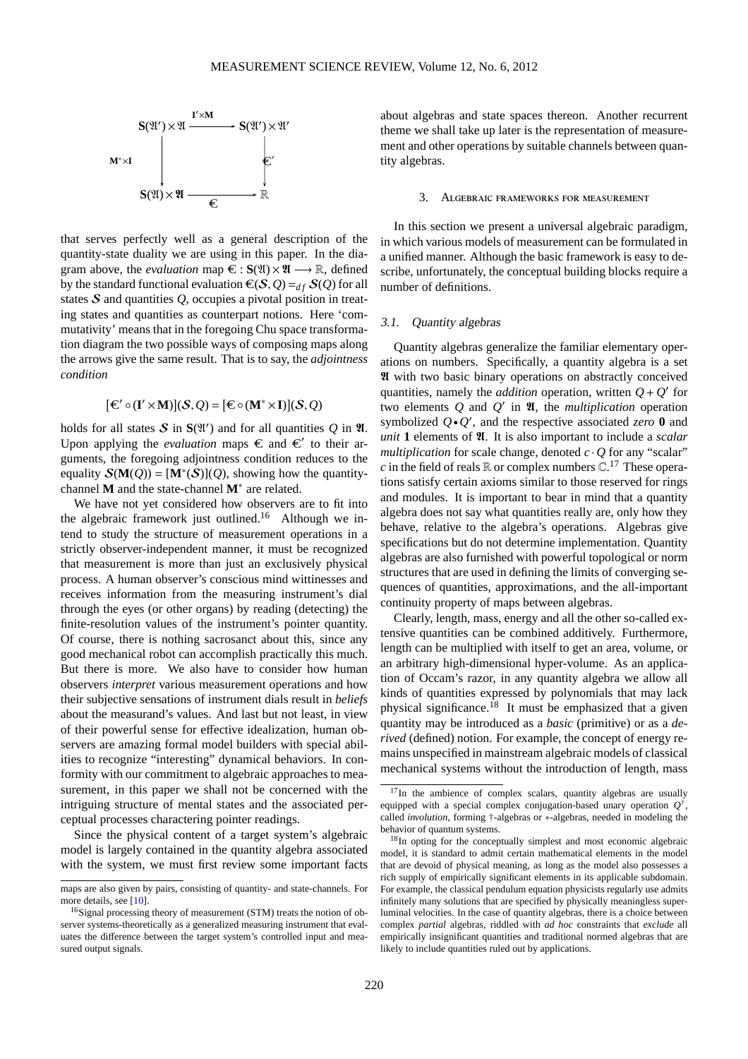$$
\begin{array}{ccc}
\mathbf{S}(\mathfrak{A}') \times \mathfrak{A} & \xrightarrow{\mathbf{I}' \times \mathbf{M}} & \mathbf{S}(\mathfrak{A}') \times \mathfrak{A}' \\
\downarrow {\scriptstyle \mathbf{M}^* \times \mathbf{I}} & & \downarrow {\scriptstyle \epsilon'} \\
\mathbf{S}(\mathfrak{A}) \times \mathfrak{A} & \xrightarrow[\epsilon]{} & \mathbb{R}
\end{array}
$$

that serves perfectly well as a general description of the quantity-state duality we are using in this paper. In the diagram above, the *evaluation* map $\epsilon : \mathbf{S}(\mathfrak{A}) \times \mathfrak{A} \longrightarrow \mathbb{R}$, defined by the standard functional evaluation $\epsilon(\mathcal{S}, Q) =_{df} \mathcal{S}(Q)$ for all states $\mathcal{S}$ and quantities $Q$, occupies a pivotal position in treating states and quantities as counterpart notions. Here 'commutativity' means that in the foregoing Chu space transformation diagram the two possible ways of composing maps along the arrows give the same result. That is to say, the *adjointness condition*

$$[\epsilon' \circ (\mathbf{I}' \times \mathbf{M})](\mathcal{S}, Q) = [\epsilon \circ (\mathbf{M}^* \times \mathbf{I})](\mathcal{S}, Q)$$

holds for all states $\mathcal{S}$ in $\mathbf{S}(\mathfrak{A}')$ and for all quantities $Q$ in $\mathfrak{A}$. Upon applying the *evaluation* maps $\epsilon$ and $\epsilon'$ to their arguments, the foregoing adjointness condition reduces to the equality $\mathcal{S}(\mathbf{M}(Q)) = [\mathbf{M}^*(\mathcal{S})](Q)$, showing how the quantity-channel $\mathbf{M}$ and the state-channel $\mathbf{M}^*$ are related.

We have not yet considered how observers are to fit into the algebraic framework just outlined.[16] Although we intend to study the structure of measurement operations in a strictly observer-independent manner, it must be recognized that measurement is more than just an exclusively physical process. A human observer's conscious mind wittinesses and receives information from the measuring instrument's dial through the eyes (or other organs) by reading (detecting) the finite-resolution values of the instrument's pointer quantity. Of course, there is nothing sacrosanct about this, since any good mechanical robot can accomplish practically this much. But there is more. We also have to consider how human observers *interpret* various measurement operations and how their subjective sensations of instrument dials result in *beliefs* about the measurand's values. And last but not least, in view of their powerful sense for effective idealization, human observers are amazing formal model builders with special abilities to recognize "interesting" dynamical behaviors. In conformity with our commitment to algebraic approaches to measurement, in this paper we shall not be concerned with the intriguing structure of mental states and the associated perceptual processes charactering pointer readings.

Since the physical content of a target system's algebraic model is largely contained in the quantity algebra associated with the system, we must first review some important facts about algebras and state spaces thereon. Another recurrent theme we shall take up later is the representation of measurement and other operations by suitable channels between quantity algebras.

## 3. Algebraic frameworks for measurement

In this section we present a universal algebraic paradigm, in which various models of measurement can be formulated in a unified manner. Although the basic framework is easy to describe, unfortunately, the conceptual building blocks require a number of definitions.

### 3.1. Quantity algebras

Quantity algebras generalize the familiar elementary operations on numbers. Specifically, a quantity algebra is a set $\mathfrak{A}$ with two basic binary operations on abstractly conceived quantities, namely the *addition* operation, written $Q + Q'$ for two elements $Q$ and $Q'$ in $\mathfrak{A}$, the *multiplication* operation symbolized $Q \bullet Q'$, and the respective associated *zero* $\mathbf{0}$ and *unit* $\mathbf{1}$ elements of $\mathfrak{A}$. It is also important to include a *scalar multiplication* for scale change, denoted $c \cdot Q$ for any "scalar" $c$ in the field of reals $\mathbb{R}$ or complex numbers $\mathbb{C}$.[17] These operations satisfy certain axioms similar to those reserved for rings and modules. It is important to bear in mind that a quantity algebra does not say what quantities really are, only how they behave, relative to the algebra's operations. Algebras give specifications but do not determine implementation. Quantity algebras are also furnished with powerful topological or norm structures that are used in defining the limits of converging sequences of quantities, approximations, and the all-important continuity property of maps between algebras.

Clearly, length, mass, energy and all the other so-called extensive quantities can be combined additively. Furthermore, length can be multiplied with itself to get an area, volume, or an arbitrary high-dimensional hyper-volume. As an application of Occam's razor, in any quantity algebra we allow all kinds of quantities expressed by polynomials that may lack physical significance.[18] It must be emphasized that a given quantity may be introduced as a *basic* (primitive) or as a *derived* (defined) notion. For example, the concept of energy remains unspecified in mainstream algebraic models of classical mechanical systems without the introduction of length, mass

---

maps are also given by pairs, consisting of quantity- and state-channels. For more details, see [10].

[16] Signal processing theory of measurement (STM) treats the notion of observer systems-theoretically as a generalized measuring instrument that evaluates the difference between the target system's controlled input and measured output signals.

[17] In the ambience of complex scalars, quantity algebras are usually equipped with a special complex conjugation-based unary operation $Q^{\dagger}$, called *involution*, forming †-algebras or ∗-algebras, needed in modeling the behavior of quantum systems.

[18] In opting for the conceptually simplest and most economic algebraic model, it is standard to admit certain mathematical elements in the model that are devoid of physical meaning, as long as the model also possesses a rich supply of empirically significant elements in its applicable subdomain. For example, the classical pendulum equation physicists regularly use admits infinitely many solutions that are specified by physically meaningless superluminal velocities. In the case of quantity algebras, there is a choice between complex *partial* algebras, riddled with *ad hoc* constraints that *exclude* all empirically insignificant quantities and traditional normed algebras that are likely to include quantities ruled out by applications.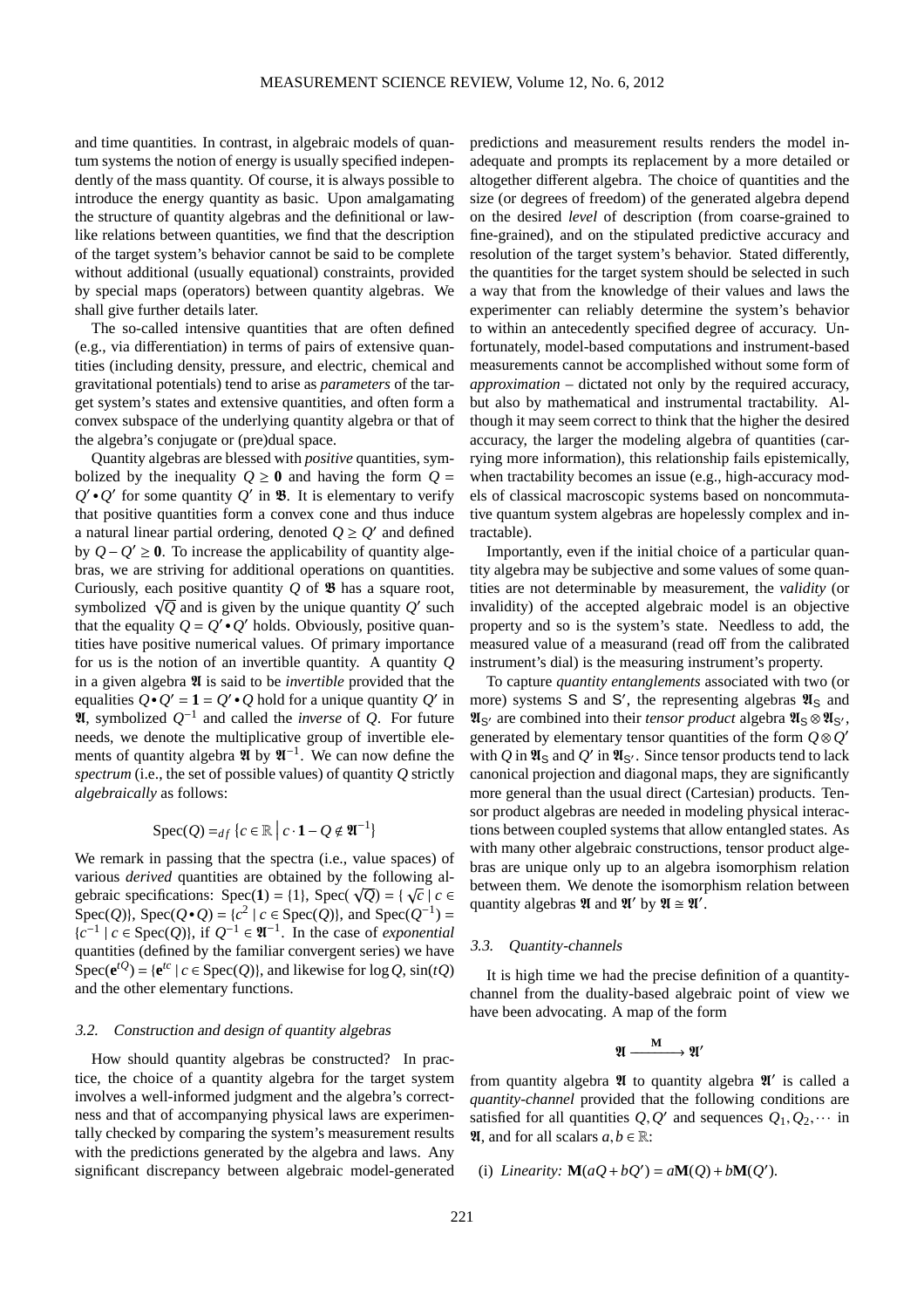and time quantities. In contrast, in algebraic models of quantum systems the notion of energy is usually specified independently of the mass quantity. Of course, it is always possible to introduce the energy quantity as basic. Upon amalgamating the structure of quantity algebras and the definitional or law-like relations between quantities, we find that the description of the target system's behavior cannot be said to be complete without additional (usually equational) constraints, provided by special maps (operators) between quantity algebras. We shall give further details later.

The so-called intensive quantities that are often defined (e.g., via differentiation) in terms of pairs of extensive quantities (including density, pressure, and electric, chemical and gravitational potentials) tend to arise as *parameters* of the target system's states and extensive quantities, and often form a convex subspace of the underlying quantity algebra or that of the algebra's conjugate or (pre)dual space.

Quantity algebras are blessed with *positive* quantities, symbolized by the inequality $Q \geq \mathbf{0}$ and having the form $Q = Q' \bullet Q'$ for some quantity $Q'$ in $\mathfrak{B}$. It is elementary to verify that positive quantities form a convex cone and thus induce a natural linear partial ordering, denoted $Q \geq Q'$ and defined by $Q - Q' \geq \mathbf{0}$. To increase the applicability of quantity algebras, we are striving for additional operations on quantities. Curiously, each positive quantity $Q$ of $\mathfrak{B}$ has a square root, symbolized $\sqrt{Q}$ and is given by the unique quantity $Q'$ such that the equality $Q = Q' \bullet Q'$ holds. Obviously, positive quantities have positive numerical values. Of primary importance for us is the notion of an invertible quantity. A quantity $Q$ in a given algebra $\mathfrak{A}$ is said to be *invertible* provided that the equalities $Q \bullet Q' = \mathbf{1} = Q' \bullet Q$ hold for a unique quantity $Q'$ in $\mathfrak{A}$, symbolized $Q^{-1}$ and called the *inverse* of $Q$. For future needs, we denote the multiplicative group of invertible elements of quantity algebra $\mathfrak{A}$ by $\mathfrak{A}^{-1}$. We can now define the *spectrum* (i.e., the set of possible values) of quantity $Q$ strictly *algebraically* as follows:

$$\mathrm{Spec}(Q) =_{df} \{c \in \mathbb{R} \mid c \cdot \mathbf{1} - Q \notin \mathfrak{A}^{-1}\}$$

We remark in passing that the spectra (i.e., value spaces) of various *derived* quantities are obtained by the following algebraic specifications: $\mathrm{Spec}(\mathbf{1}) = \{1\}$, $\mathrm{Spec}(\sqrt{Q}) = \{\sqrt{c} \mid c \in \mathrm{Spec}(Q)\}$, $\mathrm{Spec}(Q \bullet Q) = \{c^2 \mid c \in \mathrm{Spec}(Q)\}$, and $\mathrm{Spec}(Q^{-1}) = \{c^{-1} \mid c \in \mathrm{Spec}(Q)\}$, if $Q^{-1} \in \mathfrak{A}^{-1}$. In the case of *exponential* quantities (defined by the familiar convergent series) we have $\mathrm{Spec}(\mathbf{e}^{tQ}) = \{\mathbf{e}^{tc} \mid c \in \mathrm{Spec}(Q)\}$, and likewise for $\log Q$, $\sin(tQ)$ and the other elementary functions.

### 3.2. Construction and design of quantity algebras

How should quantity algebras be constructed? In practice, the choice of a quantity algebra for the target system involves a well-informed judgment and the algebra's correctness and that of accompanying physical laws are experimentally checked by comparing the system's measurement results with the predictions generated by the algebra and laws. Any significant discrepancy between algebraic model-generated predictions and measurement results renders the model inadequate and prompts its replacement by a more detailed or altogether different algebra. The choice of quantities and the size (or degrees of freedom) of the generated algebra depend on the desired *level* of description (from coarse-grained to fine-grained), and on the stipulated predictive accuracy and resolution of the target system's behavior. Stated differently, the quantities for the target system should be selected in such a way that from the knowledge of their values and laws the experimenter can reliably determine the system's behavior to within an antecedently specified degree of accuracy. Unfortunately, model-based computations and instrument-based measurements cannot be accomplished without some form of *approximation* – dictated not only by the required accuracy, but also by mathematical and instrumental tractability. Although it may seem correct to think that the higher the desired accuracy, the larger the modeling algebra of quantities (carrying more information), this relationship fails epistemically, when tractability becomes an issue (e.g., high-accuracy models of classical macroscopic systems based on noncommutative quantum system algebras are hopelessly complex and intractable).

Importantly, even if the initial choice of a particular quantity algebra may be subjective and some values of some quantities are not determinable by measurement, the *validity* (or invalidity) of the accepted algebraic model is an objective property and so is the system's state. Needless to add, the measured value of a measurand (read off from the calibrated instrument's dial) is the measuring instrument's property.

To capture *quantity entanglements* associated with two (or more) systems $\mathsf{S}$ and $\mathsf{S}'$, the representing algebras $\mathfrak{A}_{\mathsf{S}}$ and $\mathfrak{A}_{\mathsf{S}'}$ are combined into their *tensor product* algebra $\mathfrak{A}_{\mathsf{S}} \otimes \mathfrak{A}_{\mathsf{S}'}$, generated by elementary tensor quantities of the form $Q \otimes Q'$ with $Q$ in $\mathfrak{A}_{\mathsf{S}}$ and $Q'$ in $\mathfrak{A}_{\mathsf{S}'}$. Since tensor products tend to lack canonical projection and diagonal maps, they are significantly more general than the usual direct (Cartesian) products. Tensor product algebras are needed in modeling physical interactions between coupled systems that allow entangled states. As with many other algebraic constructions, tensor product algebras are unique only up to an algebra isomorphism relation between them. We denote the isomorphism relation between quantity algebras $\mathfrak{A}$ and $\mathfrak{A}'$ by $\mathfrak{A} \cong \mathfrak{A}'$.

### 3.3. Quantity-channels

It is high time we had the precise definition of a quantity-channel from the duality-based algebraic point of view we have been advocating. A map of the form

$$\mathfrak{A} \xrightarrow{\ \mathbf{M}\ } \mathfrak{A}'$$

from quantity algebra $\mathfrak{A}$ to quantity algebra $\mathfrak{A}'$ is called a *quantity-channel* provided that the following conditions are satisfied for all quantities $Q, Q'$ and sequences $Q_1, Q_2, \cdots$ in $\mathfrak{A}$, and for all scalars $a, b \in \mathbb{R}$:

(i) *Linearity:* $\mathbf{M}(aQ + bQ') = a\mathbf{M}(Q) + b\mathbf{M}(Q')$.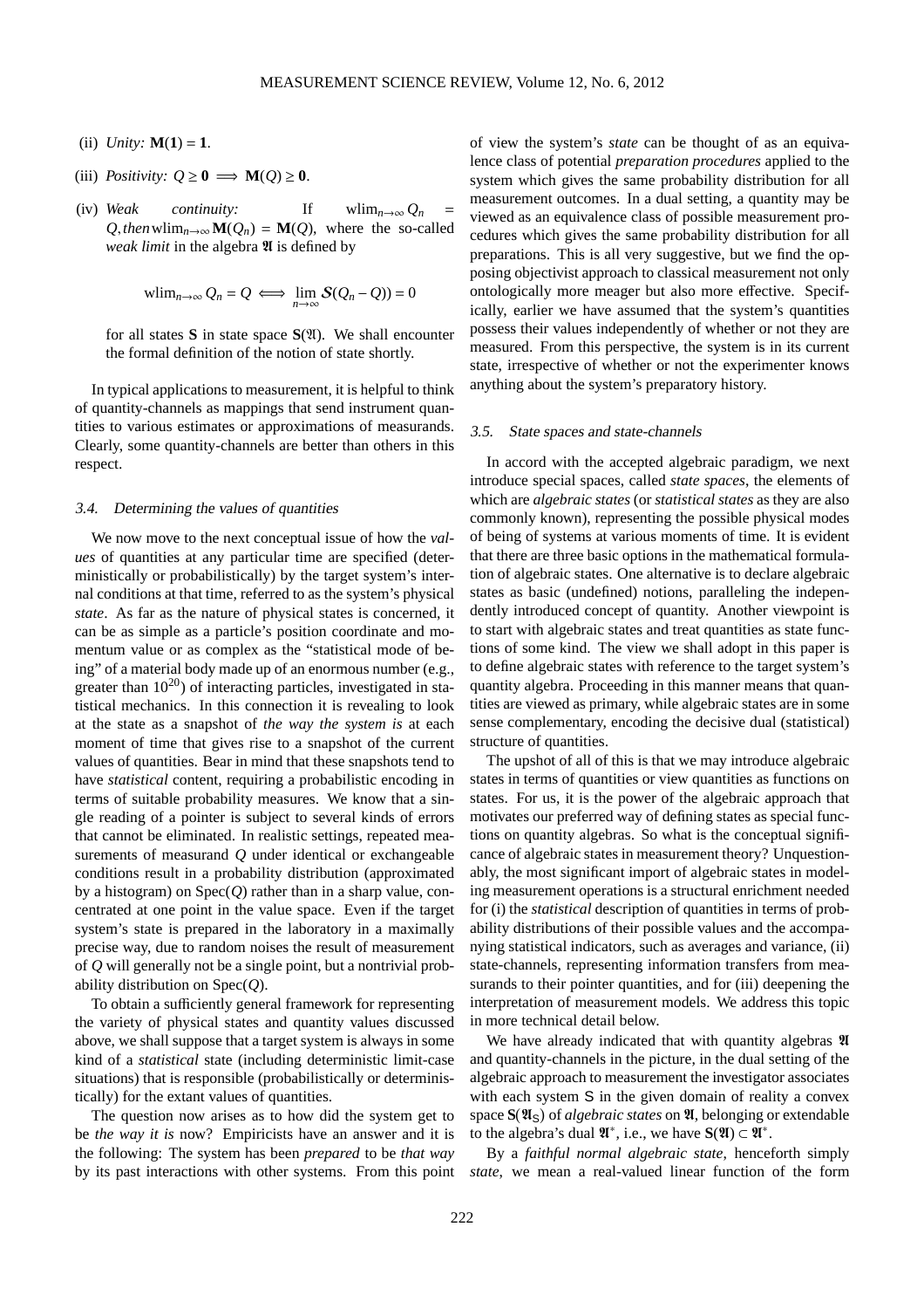(ii) *Unity:* $\mathbf{M}(\mathbf{1}) = \mathbf{1}$.

(iii) *Positivity:* $Q \geq \mathbf{0} \implies \mathbf{M}(Q) \geq \mathbf{0}$.

(iv) *Weak continuity:* If $\text{wlim}_{n\to\infty} Q_n = Q$, then $\text{wlim}_{n\to\infty} \mathbf{M}(Q_n) = \mathbf{M}(Q)$, where the so-called *weak limit* in the algebra $\mathfrak{A}$ is defined by

$$\text{wlim}_{n\to\infty} Q_n = Q \iff \lim_{n\to\infty} \mathcal{S}(Q_n - Q)) = 0$$

for all states $\mathbf{S}$ in state space $\mathbf{S}(\mathfrak{A})$. We shall encounter the formal definition of the notion of state shortly.

In typical applications to measurement, it is helpful to think of quantity-channels as mappings that send instrument quantities to various estimates or approximations of measurands. Clearly, some quantity-channels are better than others in this respect.

### 3.4. Determining the values of quantities

We now move to the next conceptual issue of how the *values* of quantities at any particular time are specified (deterministically or probabilistically) by the target system's internal conditions at that time, referred to as the system's physical *state*. As far as the nature of physical states is concerned, it can be as simple as a particle's position coordinate and momentum value or as complex as the "statistical mode of being" of a material body made up of an enormous number (e.g., greater than $10^{20}$) of interacting particles, investigated in statistical mechanics. In this connection it is revealing to look at the state as a snapshot of *the way the system is* at each moment of time that gives rise to a snapshot of the current values of quantities. Bear in mind that these snapshots tend to have *statistical* content, requiring a probabilistic encoding in terms of suitable probability measures. We know that a single reading of a pointer is subject to several kinds of errors that cannot be eliminated. In realistic settings, repeated measurements of measurand $Q$ under identical or exchangeable conditions result in a probability distribution (approximated by a histogram) on $\text{Spec}(Q)$ rather than in a sharp value, concentrated at one point in the value space. Even if the target system's state is prepared in the laboratory in a maximally precise way, due to random noises the result of measurement of $Q$ will generally not be a single point, but a nontrivial probability distribution on $\text{Spec}(Q)$.

To obtain a sufficiently general framework for representing the variety of physical states and quantity values discussed above, we shall suppose that a target system is always in some kind of a *statistical* state (including deterministic limit-case situations) that is responsible (probabilistically or deterministically) for the extant values of quantities.

The question now arises as to how did the system get to be *the way it is* now? Empiricists have an answer and it is the following: The system has been *prepared* to be *that way* by its past interactions with other systems. From this point of view the system's *state* can be thought of as an equivalence class of potential *preparation procedures* applied to the system which gives the same probability distribution for all measurement outcomes. In a dual setting, a quantity may be viewed as an equivalence class of possible measurement procedures which gives the same probability distribution for all preparations. This is all very suggestive, but we find the opposing objectivist approach to classical measurement not only ontologically more meager but also more effective. Specifically, earlier we have assumed that the system's quantities possess their values independently of whether or not they are measured. From this perspective, the system is in its current state, irrespective of whether or not the experimenter knows anything about the system's preparatory history.

### 3.5. State spaces and state-channels

In accord with the accepted algebraic paradigm, we next introduce special spaces, called *state spaces*, the elements of which are *algebraic states* (or *statistical states* as they are also commonly known), representing the possible physical modes of being of systems at various moments of time. It is evident that there are three basic options in the mathematical formulation of algebraic states. One alternative is to declare algebraic states as basic (undefined) notions, paralleling the independently introduced concept of quantity. Another viewpoint is to start with algebraic states and treat quantities as state functions of some kind. The view we shall adopt in this paper is to define algebraic states with reference to the target system's quantity algebra. Proceeding in this manner means that quantities are viewed as primary, while algebraic states are in some sense complementary, encoding the decisive dual (statistical) structure of quantities.

The upshot of all of this is that we may introduce algebraic states in terms of quantities or view quantities as functions on states. For us, it is the power of the algebraic approach that motivates our preferred way of defining states as special functions on quantity algebras. So what is the conceptual significance of algebraic states in measurement theory? Unquestionably, the most significant import of algebraic states in modeling measurement operations is a structural enrichment needed for (i) the *statistical* description of quantities in terms of probability distributions of their possible values and the accompanying statistical indicators, such as averages and variance, (ii) state-channels, representing information transfers from measurands to their pointer quantities, and for (iii) deepening the interpretation of measurement models. We address this topic in more technical detail below.

We have already indicated that with quantity algebras $\mathfrak{A}$ and quantity-channels in the picture, in the dual setting of the algebraic approach to measurement the investigator associates with each system $\mathsf{S}$ in the given domain of reality a convex space $\mathbf{S}(\mathfrak{A}_{\mathsf{S}})$ of *algebraic states* on $\mathfrak{A}$, belonging or extendable to the algebra's dual $\mathfrak{A}^*$, i.e., we have $\mathbf{S}(\mathfrak{A}) \subset \mathfrak{A}^*$.

By a *faithful normal algebraic state*, henceforth simply *state*, we mean a real-valued linear function of the form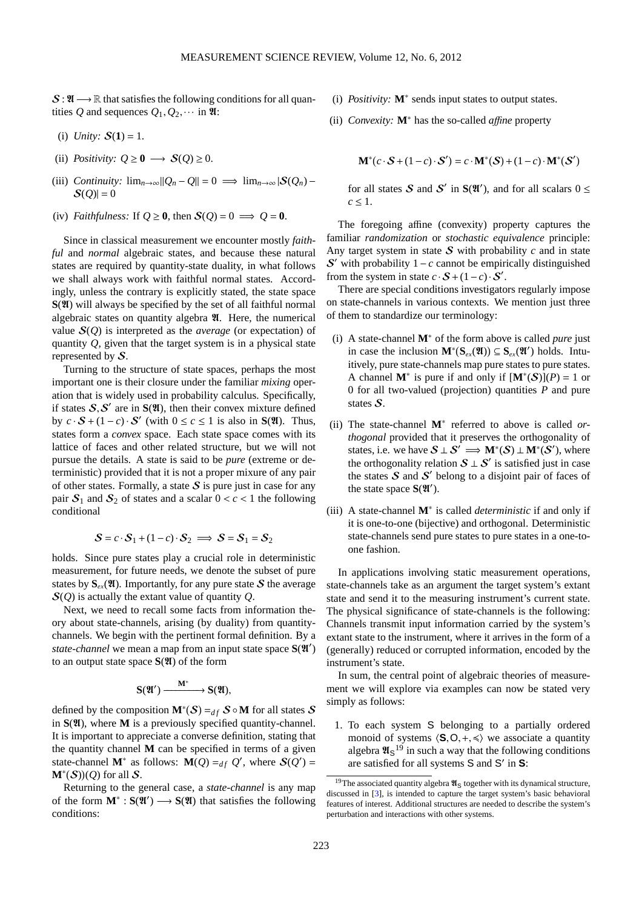$\mathcal{S} : \mathfrak{A} \longrightarrow \mathbb{R}$ that satisfies the following conditions for all quantities $Q$ and sequences $Q_1, Q_2, \cdots$ in $\mathfrak{A}$:

(i) *Unity:* $\mathcal{S}(\mathbf{1}) = 1$.

(ii) *Positivity:* $Q \geq \mathbf{0} \longrightarrow \mathcal{S}(Q) \geq 0$.

(iii) *Continuity:* $\lim_{n\to\infty} \|Q_n - Q\| = 0 \implies \lim_{n\to\infty} |\mathcal{S}(Q_n) - \mathcal{S}(Q)| = 0$

(iv) *Faithfulness:* If $Q \geq \mathbf{0}$, then $\mathcal{S}(Q) = 0 \implies Q = \mathbf{0}$.

Since in classical measurement we encounter mostly *faithful* and *normal* algebraic states, and because these natural states are required by quantity-state duality, in what follows we shall always work with faithful normal states. Accordingly, unless the contrary is explicitly stated, the state space $\mathbf{S}(\mathfrak{A})$ will always be specified by the set of all faithful normal algebraic states on quantity algebra $\mathfrak{A}$. Here, the numerical value $\mathcal{S}(Q)$ is interpreted as the *average* (or expectation) of quantity $Q$, given that the target system is in a physical state represented by $\mathcal{S}$.

Turning to the structure of state spaces, perhaps the most important one is their closure under the familiar *mixing* operation that is widely used in probability calculus. Specifically, if states $\mathcal{S}, \mathcal{S}'$ are in $\mathbf{S}(\mathfrak{A})$, then their convex mixture defined by $c \cdot \mathcal{S} + (1 - c) \cdot \mathcal{S}'$ (with $0 \leq c \leq 1$ is also in $\mathbf{S}(\mathfrak{A})$. Thus, states form a *convex* space. Each state space comes with its lattice of faces and other related structure, but we will not pursue the details. A state is said to be *pure* (extreme or deterministic) provided that it is not a proper mixure of any pair of other states. Formally, a state $\mathcal{S}$ is pure just in case for any pair $\mathcal{S}_1$ and $\mathcal{S}_2$ of states and a scalar $0 < c < 1$ the following conditional

$$\mathcal{S} = c \cdot \mathcal{S}_1 + (1 - c) \cdot \mathcal{S}_2 \implies \mathcal{S} = \mathcal{S}_1 = \mathcal{S}_2$$

holds. Since pure states play a crucial role in deterministic measurement, for future needs, we denote the subset of pure states by $\mathbf{S}_{ex}(\mathfrak{A})$. Importantly, for any pure state $\mathcal{S}$ the average $\mathcal{S}(Q)$ is actually the extant value of quantity $Q$.

Next, we need to recall some facts from information theory about state-channels, arising (by duality) from quantity-channels. We begin with the pertinent formal definition. By a *state-channel* we mean a map from an input state space $\mathbf{S}(\mathfrak{A}')$ to an output state space $\mathbf{S}(\mathfrak{A})$ of the form

$$\mathbf{S}(\mathfrak{A}') \xrightarrow{\ \mathbf{M}^*\ } \mathbf{S}(\mathfrak{A}),$$

defined by the composition $\mathbf{M}^*(\mathcal{S}) =_{df} \mathcal{S} \circ \mathbf{M}$ for all states $\mathcal{S}$ in $\mathbf{S}(\mathfrak{A})$, where $\mathbf{M}$ is a previously specified quantity-channel. It is important to appreciate a converse definition, stating that the quantity channel $\mathbf{M}$ can be specified in terms of a given state-channel $\mathbf{M}^*$ as follows: $\mathbf{M}(Q) =_{df} Q'$, where $\mathcal{S}(Q') = \mathbf{M}^*(\mathcal{S}))(Q)$ for all $\mathcal{S}$.

Returning to the general case, a *state-channel* is any map of the form $\mathbf{M}^* : \mathbf{S}(\mathfrak{A}') \longrightarrow \mathbf{S}(\mathfrak{A})$ that satisfies the following conditions:

(i) *Positivity:* $\mathbf{M}^*$ sends input states to output states.

(ii) *Convexity:* $\mathbf{M}^*$ has the so-called *affine* property

$$\mathbf{M}^*(c \cdot \mathcal{S} + (1 - c) \cdot \mathcal{S}') = c \cdot \mathbf{M}^*(\mathcal{S}) + (1 - c) \cdot \mathbf{M}^*(\mathcal{S}')$$

for all states $\mathcal{S}$ and $\mathcal{S}'$ in $\mathbf{S}(\mathfrak{A}')$, and for all scalars $0 \leq c \leq 1$.

The foregoing affine (convexity) property captures the familiar *randomization* or *stochastic equivalence* principle: Any target system in state $\mathcal{S}$ with probability $c$ and in state $\mathcal{S}'$ with probability $1 - c$ cannot be empirically distinguished from the system in state $c \cdot \mathcal{S} + (1 - c) \cdot \mathcal{S}'$.

There are special conditions investigators regularly impose on state-channels in various contexts. We mention just three of them to standardize our terminology:

(i) A state-channel $\mathbf{M}^*$ of the form above is called *pure* just in case the inclusion $\mathbf{M}^*(\mathbf{S}_{ex}(\mathfrak{A})) \subseteq \mathbf{S}_{ex}(\mathfrak{A}')$ holds. Intuitively, pure state-channels map pure states to pure states. A channel $\mathbf{M}^*$ is pure if and only if $[\mathbf{M}^*(\mathcal{S})](P) = 1$ or $0$ for all two-valued (projection) quantities $P$ and pure states $\mathcal{S}$.

(ii) The state-channel $\mathbf{M}^*$ referred to above is called *orthogonal* provided that it preserves the orthogonality of states, i.e. we have $\mathcal{S} \perp \mathcal{S}' \implies \mathbf{M}^*(\mathcal{S}) \perp \mathbf{M}^*(\mathcal{S}')$, where the orthogonality relation $\mathcal{S} \perp \mathcal{S}'$ is satisfied just in case the states $\mathcal{S}$ and $\mathcal{S}'$ belong to a disjoint pair of faces of the state space $\mathbf{S}(\mathfrak{A}')$.

(iii) A state-channel $\mathbf{M}^*$ is called *deterministic* if and only if it is one-to-one (bijective) and orthogonal. Deterministic state-channels send pure states to pure states in a one-to-one fashion.

In applications involving static measurement operations, state-channels take as an argument the target system's extant state and send it to the measuring instrument's current state. The physical significance of state-channels is the following: Channels transmit input information carried by the system's extant state to the instrument, where it arrives in the form of a (generally) reduced or corrupted information, encoded by the instrument's state.

In sum, the central point of algebraic theories of measurement we will explore via examples can now be stated very simply as follows:

1. To each system $\mathsf{S}$ belonging to a partially ordered monoid of systems $\langle \mathbf{S}, \mathsf{O}, +, \preccurlyeq \rangle$ we associate a quantity algebra $\mathfrak{A}_{\mathsf{S}}$[19] in such a way that the following conditions are satisfied for all systems $\mathsf{S}$ and $\mathsf{S}'$ in $\mathbf{S}$:

[19] The associated quantity algebra $\mathfrak{A}_{\mathsf{S}}$ together with its dynamical structure, discussed in [3], is intended to capture the target system's basic behavioral features of interest. Additional structures are needed to describe the system's perturbation and interactions with other systems.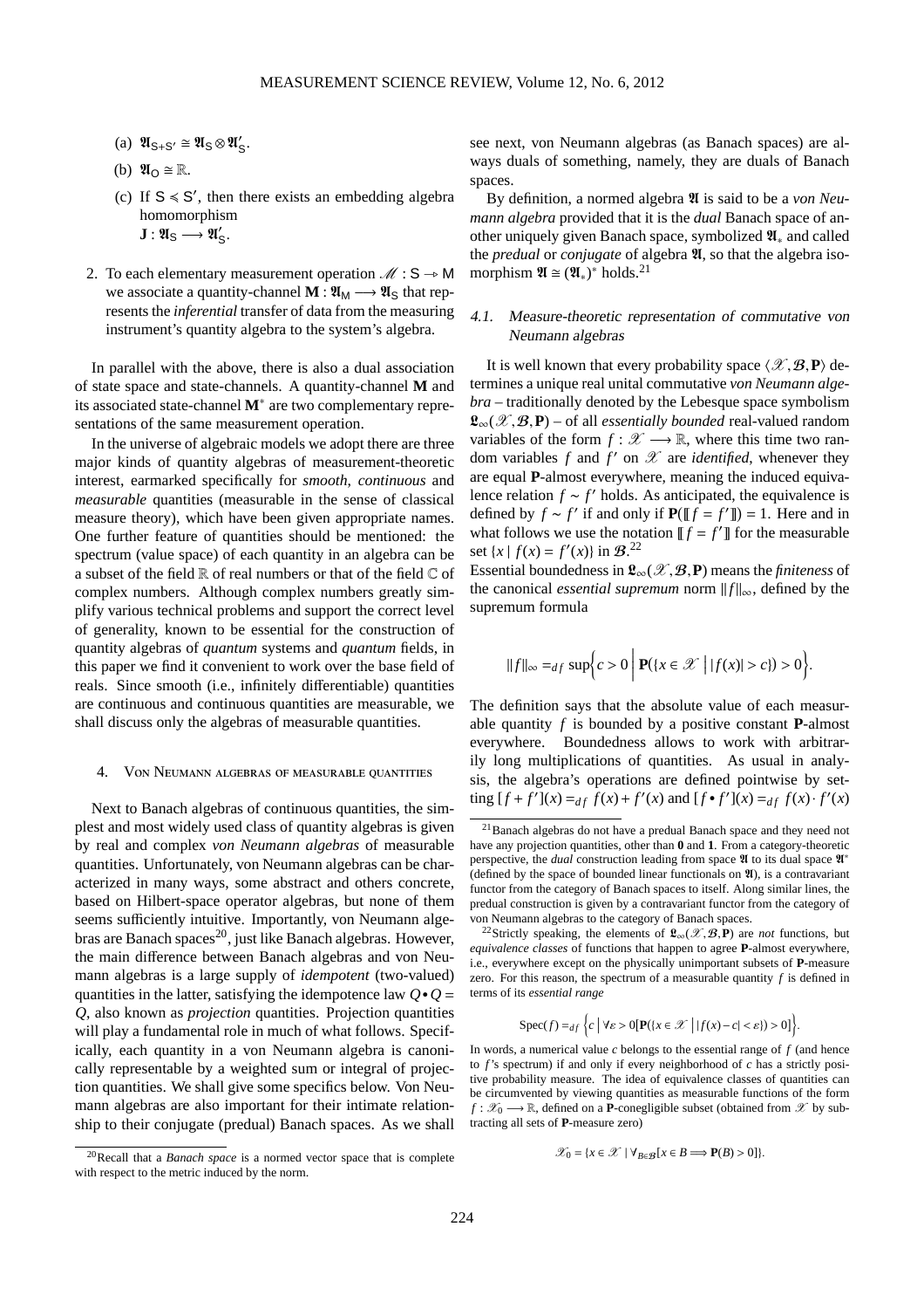(a) $\mathfrak{A}_{S+S'} \cong \mathfrak{A}_S \otimes \mathfrak{A}'_S$.

(b) $\mathfrak{A}_O \cong \mathbb{R}$.

(c) If $S \preccurlyeq S'$, then there exists an embedding algebra homomorphism $\mathbf{J} : \mathfrak{A}_S \longrightarrow \mathfrak{A}'_S$.

2. To each elementary measurement operation $\mathscr{M} : S \multimap M$ we associate a quantity-channel $\mathbf{M} : \mathfrak{A}_M \longrightarrow \mathfrak{A}_S$ that represents the *inferential* transfer of data from the measuring instrument's quantity algebra to the system's algebra.

In parallel with the above, there is also a dual association of state space and state-channels. A quantity-channel $\mathbf{M}$ and its associated state-channel $\mathbf{M}^*$ are two complementary representations of the same measurement operation.

In the universe of algebraic models we adopt there are three major kinds of quantity algebras of measurement-theoretic interest, earmarked specifically for *smooth*, *continuous* and *measurable* quantities (measurable in the sense of classical measure theory), which have been given appropriate names. One further feature of quantities should be mentioned: the spectrum (value space) of each quantity in an algebra can be a subset of the field $\mathbb{R}$ of real numbers or that of the field $\mathbb{C}$ of complex numbers. Although complex numbers greatly simplify various technical problems and support the correct level of generality, known to be essential for the construction of quantity algebras of *quantum* systems and *quantum* fields, in this paper we find it convenient to work over the base field of reals. Since smooth (i.e., infinitely differentiable) quantities are continuous and continuous quantities are measurable, we shall discuss only the algebras of measurable quantities.

## 4. Von Neumann algebras of measurable quantities

Next to Banach algebras of continuous quantities, the simplest and most widely used class of quantity algebras is given by real and complex *von Neumann algebras* of measurable quantities. Unfortunately, von Neumann algebras can be characterized in many ways, some abstract and others concrete, based on Hilbert-space operator algebras, but none of them seems sufficiently intuitive. Importantly, von Neumann algebras are Banach spaces[20], just like Banach algebras. However, the main difference between Banach algebras and von Neumann algebras is a large supply of *idempotent* (two-valued) quantities in the latter, satisfying the idempotence law $Q \bullet Q = Q$, also known as *projection* quantities. Projection quantities will play a fundamental role in much of what follows. Specifically, each quantity in a von Neumann algebra is canonically representable by a weighted sum or integral of projection quantities. We shall give some specifics below. Von Neumann algebras are also important for their intimate relationship to their conjugate (predual) Banach spaces. As we shall see next, von Neumann algebras (as Banach spaces) are always duals of something, namely, they are duals of Banach spaces.

By definition, a normed algebra $\mathfrak{A}$ is said to be a *von Neumann algebra* provided that it is the *dual* Banach space of another uniquely given Banach space, symbolized $\mathfrak{A}_*$ and called the *predual* or *conjugate* of algebra $\mathfrak{A}$, so that the algebra isomorphism $\mathfrak{A} \cong (\mathfrak{A}_*)^*$ holds.[21]

### 4.1. Measure-theoretic representation of commutative von Neumann algebras

It is well known that every probability space $\langle \mathscr{X}, \mathcal{B}, \mathbf{P} \rangle$ determines a unique real unital commutative *von Neumann algebra* – traditionally denoted by the Lebesque space symbolism $\mathfrak{L}_\infty(\mathscr{X}, \mathcal{B}, \mathbf{P})$ – of all *essentially bounded* real-valued random variables of the form $f : \mathscr{X} \longrightarrow \mathbb{R}$, where this time two random variables $f$ and $f'$ on $\mathscr{X}$ are *identified*, whenever they are equal $\mathbf{P}$-almost everywhere, meaning the induced equivalence relation $f \sim f'$ holds. As anticipated, the equivalence is defined by $f \sim f'$ if and only if $\mathbf{P}([\![ f = f' ]\!]) = 1$. Here and in what follows we use the notation $[\![ f = f' ]\!]$ for the measurable set $\{x \mid f(x) = f'(x)\}$ in $\mathcal{B}$.[22]

Essential boundedness in $\mathfrak{L}_\infty(\mathscr{X}, \mathcal{B}, \mathbf{P})$ means the *finiteness* of the canonical *essential supremum* norm $\|f\|_\infty$, defined by the supremum formula

$$\|f\|_\infty =_{df} \sup\Big\{ c > 0 \;\Big|\; \mathbf{P}(\{x \in \mathscr{X} \mid |f(x)| > c\}) > 0 \Big\}.$$

The definition says that the absolute value of each measurable quantity $f$ is bounded by a positive constant $\mathbf{P}$-almost everywhere. Boundedness allows to work with arbitrarily long multiplications of quantities. As usual in analysis, the algebra's operations are defined pointwise by setting $[f + f'](x) =_{df} f(x) + f'(x)$ and $[f \bullet f'](x) =_{df} f(x) \cdot f'(x)$

---

[20] Recall that a *Banach space* is a normed vector space that is complete with respect to the metric induced by the norm.

[21] Banach algebras do not have a predual Banach space and they need not have any projection quantities, other than $\mathbf{0}$ and $\mathbf{1}$. From a category-theoretic perspective, the *dual* construction leading from space $\mathfrak{A}$ to its dual space $\mathfrak{A}^*$ (defined by the space of bounded linear functionals on $\mathfrak{A}$), is a contravariant functor from the category of Banach spaces to itself. Along similar lines, the predual construction is given by a contravariant functor from the category of von Neumann algebras to the category of Banach spaces.

[22] Strictly speaking, the elements of $\mathfrak{L}_\infty(\mathscr{X}, \mathcal{B}, \mathbf{P})$ are *not* functions, but *equivalence classes* of functions that happen to agree $\mathbf{P}$-almost everywhere, i.e., everywhere except on the physically unimportant subsets of $\mathbf{P}$-measure zero. For this reason, the spectrum of a measurable quantity $f$ is defined in terms of its *essential range*

$$\mathrm{Spec}(f) =_{df} \Big\{ c \;\Big|\; \forall \varepsilon > 0 [\mathbf{P}(\{x \in \mathscr{X} \mid |f(x) - c| < \varepsilon\}) > 0] \Big\}.$$

In words, a numerical value $c$ belongs to the essential range of $f$ (and hence to $f$'s spectrum) if and only if every neighborhood of $c$ has a strictly positive probability measure. The idea of equivalence classes of quantities can be circumvented by viewing quantities as measurable functions of the form $f : \mathscr{X}_0 \longrightarrow \mathbb{R}$, defined on a $\mathbf{P}$-conegligible subset (obtained from $\mathscr{X}$ by subtracting all sets of $\mathbf{P}$-measure zero)

$$\mathscr{X}_0 = \{x \in \mathscr{X} \mid \forall_{B \in \mathcal{B}} [x \in B \Longrightarrow \mathbf{P}(B) > 0]\}.$$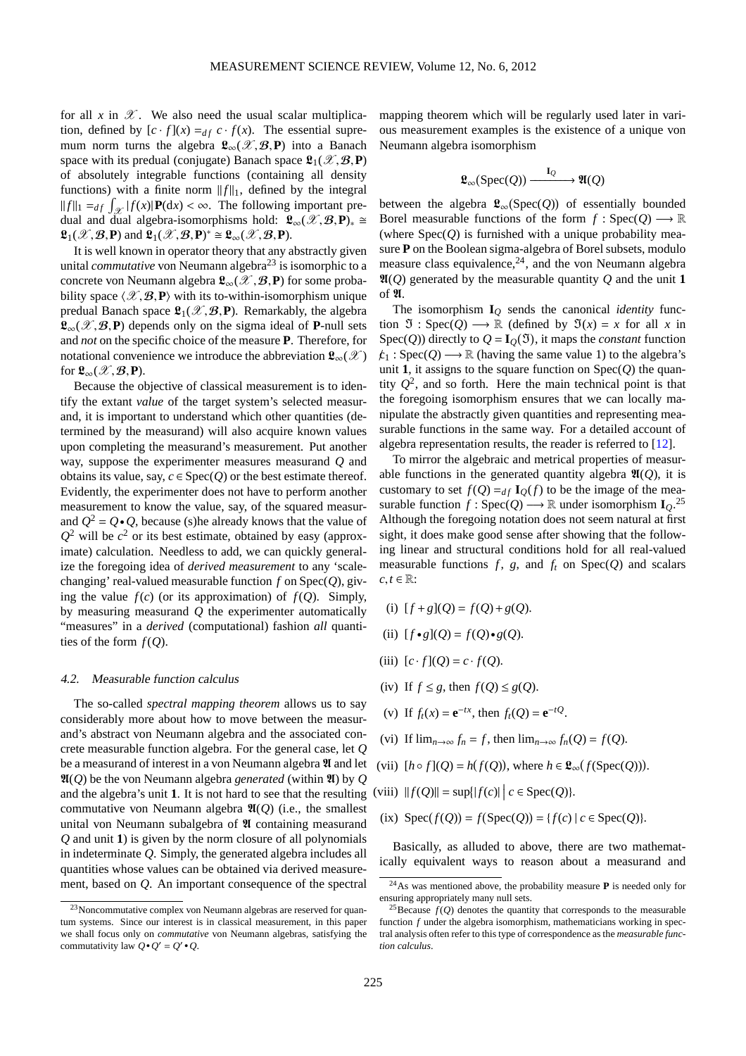for all $x$ in $\mathscr{X}$. We also need the usual scalar multiplication, defined by $[c \cdot f](x) =_{df} c \cdot f(x)$. The essential supremum norm turns the algebra $\mathfrak{L}_\infty(\mathscr{X}, \mathcal{B}, \mathbf{P})$ into a Banach space with its predual (conjugate) Banach space $\mathfrak{L}_1(\mathscr{X}, \mathcal{B}, \mathbf{P})$ of absolutely integrable functions (containing all density functions) with a finite norm $\|f\|_1$, defined by the integral $\|f\|_1 =_{df} \int_{\mathscr{X}} |f(x)| \mathbf{P}(\mathrm{d}x) < \infty$. The following important predual and dual algebra-isomorphisms hold: $\mathfrak{L}_\infty(\mathscr{X}, \mathcal{B}, \mathbf{P})_* \cong \mathfrak{L}_1(\mathscr{X}, \mathcal{B}, \mathbf{P})$ and $\mathfrak{L}_1(\mathscr{X}, \mathcal{B}, \mathbf{P})^* \cong \mathfrak{L}_\infty(\mathscr{X}, \mathcal{B}, \mathbf{P})$.

It is well known in operator theory that any abstractly given unital *commutative* von Neumann algebra[23] is isomorphic to a concrete von Neumann algebra $\mathfrak{L}_\infty(\mathscr{X}, \mathcal{B}, \mathbf{P})$ for some probability space $\langle \mathscr{X}, \mathcal{B}, \mathbf{P} \rangle$ with its to-within-isomorphism unique predual Banach space $\mathfrak{L}_1(\mathscr{X}, \mathcal{B}, \mathbf{P})$. Remarkably, the algebra $\mathfrak{L}_\infty(\mathscr{X}, \mathcal{B}, \mathbf{P})$ depends only on the sigma ideal of $\mathbf{P}$-null sets and *not* on the specific choice of the measure $\mathbf{P}$. Therefore, for notational convenience we introduce the abbreviation $\mathfrak{L}_\infty(\mathscr{X})$ for $\mathfrak{L}_\infty(\mathscr{X}, \mathcal{B}, \mathbf{P})$.

Because the objective of classical measurement is to identify the extant *value* of the target system's selected measurand, it is important to understand which other quantities (determined by the measurand) will also acquire known values upon completing the measurand's measurement. Put another way, suppose the experimenter measures measurand $Q$ and obtains its value, say, $c \in \mathrm{Spec}(Q)$ or the best estimate thereof. Evidently, the experimenter does not have to perform another measurement to know the value, say, of the squared measurand $Q^2 = Q \bullet Q$, because (s)he already knows that the value of $Q^2$ will be $c^2$ or its best estimate, obtained by easy (approximate) calculation. Needless to add, we can quickly generalize the foregoing idea of *derived measurement* to any 'scale-changing' real-valued measurable function $f$ on $\mathrm{Spec}(Q)$, giving the value $f(c)$ (or its approximation) of $f(Q)$. Simply, by measuring measurand $Q$ the experimenter automatically "measures" in a *derived* (computational) fashion *all* quantities of the form $f(Q)$.

### 4.2. Measurable function calculus

The so-called *spectral mapping theorem* allows us to say considerably more about how to move between the measurand's abstract von Neumann algebra and the associated concrete measurable function algebra. For the general case, let $Q$ be a measurand of interest in a von Neumann algebra $\mathfrak{A}$ and let $\mathfrak{A}(Q)$ be the von Neumann algebra *generated* (within $\mathfrak{A}$) by $Q$ and the algebra's unit $\mathbf{1}$. It is not hard to see that the resulting commutative von Neumann algebra $\mathfrak{A}(Q)$ (i.e., the smallest unital von Neumann subalgebra of $\mathfrak{A}$ containing measurand $Q$ and unit $\mathbf{1}$) is given by the norm closure of all polynomials in indeterminate $Q$. Simply, the generated algebra includes all quantities whose values can be obtained via derived measurement, based on $Q$. An important consequence of the spectral mapping theorem which will be regularly used later in various measurement examples is the existence of a unique von Neumann algebra isomorphism

$$\mathfrak{L}_\infty(\mathrm{Spec}(Q)) \xrightarrow{\ \mathbf{I}_Q\ } \mathfrak{A}(Q)$$

between the algebra $\mathfrak{L}_\infty(\mathrm{Spec}(Q))$ of essentially bounded Borel measurable functions of the form $f : \mathrm{Spec}(Q) \longrightarrow \mathbb{R}$ (where $\mathrm{Spec}(Q)$ is furnished with a unique probability measure $\mathbf{P}$ on the Boolean sigma-algebra of Borel subsets, modulo measure class equivalence,[24], and the von Neumann algebra $\mathfrak{A}(Q)$ generated by the measurable quantity $Q$ and the unit $\mathbf{1}$ of $\mathfrak{A}$.

The isomorphism $\mathbf{I}_Q$ sends the canonical *identity* function $\mathfrak{I} : \mathrm{Spec}(Q) \longrightarrow \mathbb{R}$ (defined by $\mathfrak{I}(x) = x$ for all $x$ in $\mathrm{Spec}(Q)$) directly to $Q = \mathbf{I}_Q(\mathfrak{I})$, it maps the *constant* function $\not{1}_1 : \mathrm{Spec}(Q) \longrightarrow \mathbb{R}$ (having the same value 1) to the algebra's unit $\mathbf{1}$, it assigns to the square function on $\mathrm{Spec}(Q)$ the quantity $Q^2$, and so forth. Here the main technical point is that the foregoing isomorphism ensures that we can locally manipulate the abstractly given quantities and representing measurable functions in the same way. For a detailed account of algebra representation results, the reader is referred to [12].

To mirror the algebraic and metrical properties of measurable functions in the generated quantity algebra $\mathfrak{A}(Q)$, it is customary to set $f(Q) =_{df} \mathbf{I}_Q(f)$ to be the image of the measurable function $f : \mathrm{Spec}(Q) \longrightarrow \mathbb{R}$ under isomorphism $\mathbf{I}_Q$.[25] Although the foregoing notation does not seem natural at first sight, it does make good sense after showing that the following linear and structural conditions hold for all real-valued measurable functions $f$, $g$, and $f_t$ on $\mathrm{Spec}(Q)$ and scalars $c, t \in \mathbb{R}$:

(i) $[f + g](Q) = f(Q) + g(Q)$.

(ii) $[f \bullet g](Q) = f(Q) \bullet g(Q)$.

(iii) $[c \cdot f](Q) = c \cdot f(Q)$.

(iv) If $f \leq g$, then $f(Q) \leq g(Q)$.

(v) If $f_t(x) = \mathbf{e}^{-tx}$, then $f_t(Q) = \mathbf{e}^{-tQ}$.

(vi) If $\lim_{n\to\infty} f_n = f$, then $\lim_{n\to\infty} f_n(Q) = f(Q)$.

(vii) $[h \circ f](Q) = h(f(Q))$, where $h \in \mathfrak{L}_\infty(f(\mathrm{Spec}(Q)))$.

(viii) $\|f(Q)\| = \sup\{|f(c)| \mid c \in \mathrm{Spec}(Q)\}$.

(ix) $\mathrm{Spec}(f(Q)) = f(\mathrm{Spec}(Q)) = \{f(c) \mid c \in \mathrm{Spec}(Q)\}$.

Basically, as alluded to above, there are two mathematically equivalent ways to reason about a measurand and

[23] Noncommutative complex von Neumann algebras are reserved for quantum systems. Since our interest is in classical measurement, in this paper we shall focus only on *commutative* von Neumann algebras, satisfying the commutativity law $Q \bullet Q' = Q' \bullet Q$.

[24] As was mentioned above, the probability measure $\mathbf{P}$ is needed only for ensuring appropriately many null sets.

[25] Because $f(Q)$ denotes the quantity that corresponds to the measurable function $f$ under the algebra isomorphism, mathematicians working in spectral analysis often refer to this type of correspondence as the *measurable function calculus*.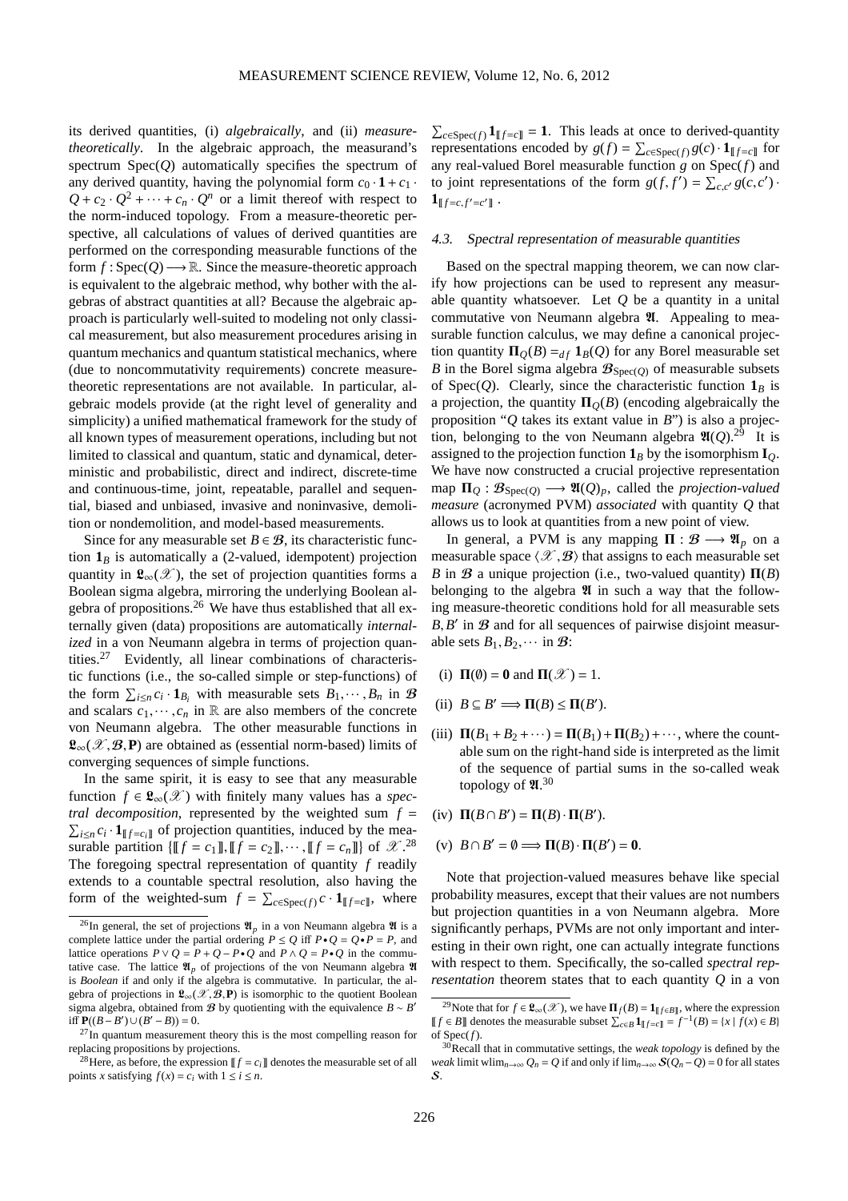its derived quantities, (i) *algebraically*, and (ii) *measure-theoretically*. In the algebraic approach, the measurand's spectrum $\mathrm{Spec}(Q)$ automatically specifies the spectrum of any derived quantity, having the polynomial form $c_0 \cdot \mathbf{1} + c_1 \cdot Q + c_2 \cdot Q^2 + \cdots + c_n \cdot Q^n$ or a limit thereof with respect to the norm-induced topology. From a measure-theoretic perspective, all calculations of values of derived quantities are performed on the corresponding measurable functions of the form $f : \mathrm{Spec}(Q) \longrightarrow \mathbb{R}$. Since the measure-theoretic approach is equivalent to the algebraic method, why bother with the algebras of abstract quantities at all? Because the algebraic approach is particularly well-suited to modeling not only classical measurement, but also measurement procedures arising in quantum mechanics and quantum statistical mechanics, where (due to noncommutativity requirements) concrete measure-theoretic representations are not available. In particular, algebraic models provide (at the right level of generality and simplicity) a unified mathematical framework for the study of all known types of measurement operations, including but not limited to classical and quantum, static and dynamical, deterministic and probabilistic, direct and indirect, discrete-time and continuous-time, joint, repeatable, parallel and sequential, biased and unbiased, invasive and noninvasive, demolition or nondemolition, and model-based measurements.

Since for any measurable set $B \in \mathcal{B}$, its characteristic function $\mathbf{1}_B$ is automatically a (2-valued, idempotent) projection quantity in $\mathfrak{L}_\infty(\mathscr{X})$, the set of projection quantities forms a Boolean sigma algebra, mirroring the underlying Boolean algebra of propositions.[26] We have thus established that all externally given (data) propositions are automatically *internalized* in a von Neumann algebra in terms of projection quantities.[27] Evidently, all linear combinations of characteristic functions (i.e., the so-called simple or step-functions) of the form $\sum_{i \le n} c_i \cdot \mathbf{1}_{B_i}$ with measurable sets $B_1, \cdots, B_n$ in $\mathcal{B}$ and scalars $c_1, \cdots, c_n$ in $\mathbb{R}$ are also members of the concrete von Neumann algebra. The other measurable functions in $\mathfrak{L}_\infty(\mathscr{X}, \mathcal{B}, \mathbf{P})$ are obtained as (essential norm-based) limits of converging sequences of simple functions.

In the same spirit, it is easy to see that any measurable function $f \in \mathfrak{L}_\infty(\mathscr{X})$ with finitely many values has a *spectral decomposition*, represented by the weighted sum $f = \sum_{i \le n} c_i \cdot \mathbf{1}_{[\![ f = c_i ]\!]}$ of projection quantities, induced by the measurable partition $\{[\![ f = c_1 ]\!], [\![ f = c_2 ]\!], \cdots, [\![ f = c_n ]\!]\}$ of $\mathscr{X}$.[28] The foregoing spectral representation of quantity $f$ readily extends to a countable spectral resolution, also having the form of the weighted-sum $f = \sum_{c \in \mathrm{Spec}(f)} c \cdot \mathbf{1}_{[\![ f = c ]\!]}$, where $\sum_{c \in \mathrm{Spec}(f)} \mathbf{1}_{[\![ f = c ]\!]} = \mathbf{1}$. This leads at once to derived-quantity representations encoded by $g(f) = \sum_{c \in \mathrm{Spec}(f)} g(c) \cdot \mathbf{1}_{[\![ f = c ]\!]}$ for any real-valued Borel measurable function $g$ on $\mathrm{Spec}(f)$ and to joint representations of the form $g(f, f') = \sum_{c, c'} g(c, c') \cdot \mathbf{1}_{[\![ f = c, f' = c' ]\!]}$.

### 4.3. Spectral representation of measurable quantities

Based on the spectral mapping theorem, we can now clarify how projections can be used to represent any measurable quantity whatsoever. Let $Q$ be a quantity in a unital commutative von Neumann algebra $\mathfrak{A}$. Appealing to measurable function calculus, we may define a canonical projection quantity $\mathbf{\Pi}_Q(B) =_{df} \mathbf{1}_B(Q)$ for any Borel measurable set $B$ in the Borel sigma algebra $\mathcal{B}_{\mathrm{Spec}(Q)}$ of measurable subsets of $\mathrm{Spec}(Q)$. Clearly, since the characteristic function $\mathbf{1}_B$ is a projection, the quantity $\mathbf{\Pi}_Q(B)$ (encoding algebraically the proposition "$Q$ takes its extant value in $B$") is also a projection, belonging to the von Neumann algebra $\mathfrak{A}(Q)$.[29] It is assigned to the projection function $\mathbf{1}_B$ by the isomorphism $\mathbf{I}_Q$. We have now constructed a crucial projective representation map $\mathbf{\Pi}_Q : \mathcal{B}_{\mathrm{Spec}(Q)} \longrightarrow \mathfrak{A}(Q)_p$, called the *projection-valued measure* (acronymed PVM) *associated* with quantity $Q$ that allows us to look at quantities from a new point of view.

In general, a PVM is any mapping $\mathbf{\Pi} : \mathcal{B} \longrightarrow \mathfrak{A}_p$ on a measurable space $\langle \mathscr{X}, \mathcal{B} \rangle$ that assigns to each measurable set $B$ in $\mathcal{B}$ a unique projection (i.e., two-valued quantity) $\mathbf{\Pi}(B)$ belonging to the algebra $\mathfrak{A}$ in such a way that the following measure-theoretic conditions hold for all measurable sets $B, B'$ in $\mathcal{B}$ and for all sequences of pairwise disjoint measurable sets $B_1, B_2, \cdots$ in $\mathcal{B}$:

(i) $\mathbf{\Pi}(\emptyset) = \mathbf{0}$ and $\mathbf{\Pi}(\mathscr{X}) = 1$.

(ii) $B \subseteq B' \Longrightarrow \mathbf{\Pi}(B) \le \mathbf{\Pi}(B')$.

(iii) $\mathbf{\Pi}(B_1 + B_2 + \cdots) = \mathbf{\Pi}(B_1) + \mathbf{\Pi}(B_2) + \cdots$, where the countable sum on the right-hand side is interpreted as the limit of the sequence of partial sums in the so-called weak topology of $\mathfrak{A}$.[30]

(iv) $\mathbf{\Pi}(B \cap B') = \mathbf{\Pi}(B) \cdot \mathbf{\Pi}(B')$.

(v) $B \cap B' = \emptyset \Longrightarrow \mathbf{\Pi}(B) \cdot \mathbf{\Pi}(B') = \mathbf{0}$.

Note that projection-valued measures behave like special probability measures, except that their values are not numbers but projection quantities in a von Neumann algebra. More significantly perhaps, PVMs are not only important and interesting in their own right, one can actually integrate functions with respect to them. Specifically, the so-called *spectral representation* theorem states that to each quantity $Q$ in a von

---

[26] In general, the set of projections $\mathfrak{A}_p$ in a von Neumann algebra $\mathfrak{A}$ is a complete lattice under the partial ordering $P \le Q$ iff $P \bullet Q = Q \bullet P = P$, and lattice operations $P \vee Q = P + Q - P \bullet Q$ and $P \wedge Q = P \bullet Q$ in the commutative case. The lattice $\mathfrak{A}_p$ of projections of the von Neumann algebra $\mathfrak{A}$ is *Boolean* if and only if the algebra is commutative. In particular, the algebra of projections in $\mathfrak{L}_\infty(\mathscr{X}, \mathcal{B}, \mathbf{P})$ is isomorphic to the quotient Boolean sigma algebra, obtained from $\mathcal{B}$ by quotienting with the equivalence $B \sim B'$ iff $\mathbf{P}((B - B') \cup (B' - B)) = 0$.

[27] In quantum measurement theory this is the most compelling reason for replacing propositions by projections.

[28] Here, as before, the expression $[\![ f = c_i ]\!]$ denotes the measurable set of all points $x$ satisfying $f(x) = c_i$ with $1 \le i \le n$.

[29] Note that for $f \in \mathfrak{L}_\infty(\mathscr{X})$, we have $\mathbf{\Pi}_f(B) = \mathbf{1}_{[\![ f \in B ]\!]}$, where the expression $[\![ f \in B ]\!]$ denotes the measurable subset $\sum_{c \in B} \mathbf{1}_{[\![ f = c ]\!]} = f^{-1}(B) = \{x \mid f(x) \in B\}$ of $\mathrm{Spec}(f)$.

[30] Recall that in commutative settings, the *weak topology* is defined by the *weak* limit $\mathrm{wlim}_{n \to \infty} Q_n = Q$ if and only if $\lim_{n \to \infty} \mathcal{S}(Q_n - Q) = 0$ for all states $\mathcal{S}$.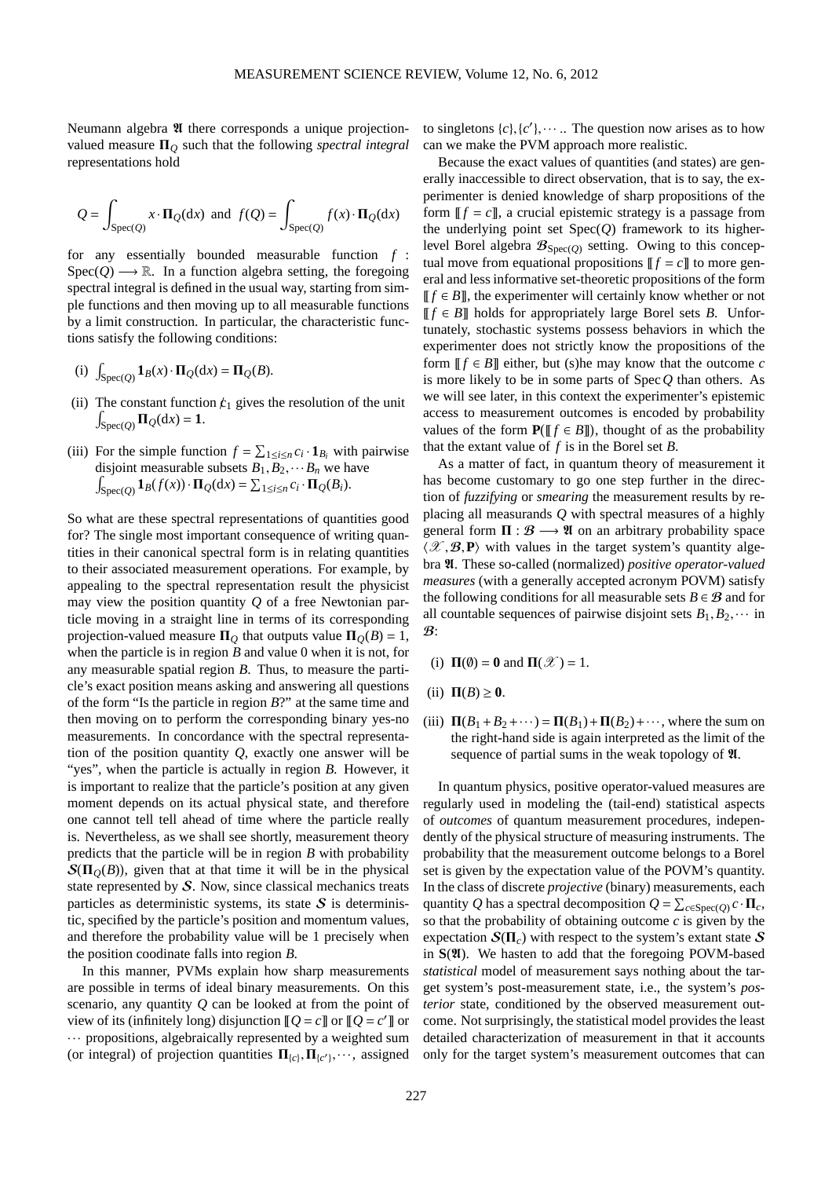Neumann algebra $\mathfrak{A}$ there corresponds a unique projection-valued measure $\mathbf{\Pi}_Q$ such that the following *spectral integral* representations hold

$$Q = \int_{\mathrm{Spec}(Q)} x \cdot \mathbf{\Pi}_Q(\mathrm{d}x) \ \text{ and } \ f(Q) = \int_{\mathrm{Spec}(Q)} f(x) \cdot \mathbf{\Pi}_Q(\mathrm{d}x)$$

for any essentially bounded measurable function $f : \mathrm{Spec}(Q) \longrightarrow \mathbb{R}$. In a function algebra setting, the foregoing spectral integral is defined in the usual way, starting from simple functions and then moving up to all measurable functions by a limit construction. In particular, the characteristic functions satisfy the following conditions:

(i) $\int_{\mathrm{Spec}(Q)} \mathbf{1}_B(x) \cdot \mathbf{\Pi}_Q(\mathrm{d}x) = \mathbf{\Pi}_Q(B)$.

(ii) The constant function $\not{c}_1$ gives the resolution of the unit $\int_{\mathrm{Spec}(Q)} \mathbf{\Pi}_Q(\mathrm{d}x) = \mathbf{1}$.

(iii) For the simple function $f = \sum_{1 \leq i \leq n} c_i \cdot \mathbf{1}_{B_i}$ with pairwise disjoint measurable subsets $B_1, B_2, \cdots B_n$ we have $\int_{\mathrm{Spec}(Q)} \mathbf{1}_B(f(x)) \cdot \mathbf{\Pi}_Q(\mathrm{d}x) = \sum_{1 \leq i \leq n} c_i \cdot \mathbf{\Pi}_Q(B_i)$.

So what are these spectral representations of quantities good for? The single most important consequence of writing quantities in their canonical spectral form is in relating quantities to their associated measurement operations. For example, by appealing to the spectral representation result the physicist may view the position quantity $Q$ of a free Newtonian particle moving in a straight line in terms of its corresponding projection-valued measure $\mathbf{\Pi}_Q$ that outputs value $\mathbf{\Pi}_Q(B) = 1$, when the particle is in region $B$ and value 0 when it is not, for any measurable spatial region $B$. Thus, to measure the particle's exact position means asking and answering all questions of the form "Is the particle in region $B$?" at the same time and then moving on to perform the corresponding binary yes-no measurements. In concordance with the spectral representation of the position quantity $Q$, exactly one answer will be "yes", when the particle is actually in region $B$. However, it is important to realize that the particle's position at any given moment depends on its actual physical state, and therefore one cannot tell tell ahead of time where the particle really is. Nevertheless, as we shall see shortly, measurement theory predicts that the particle will be in region $B$ with probability $\mathcal{S}(\mathbf{\Pi}_Q(B))$, given that at that time it will be in the physical state represented by $\mathcal{S}$. Now, since classical mechanics treats particles as deterministic systems, its state $\mathcal{S}$ is deterministic, specified by the particle's position and momentum values, and therefore the probability value will be 1 precisely when the position coodinate falls into region $B$.

In this manner, PVMs explain how sharp measurements are possible in terms of ideal binary measurements. On this scenario, any quantity $Q$ can be looked at from the point of view of its (infinitely long) disjunction $[\![Q = c]\!]$ or $[\![Q = c']\!]$ or $\cdots$ propositions, algebraically represented by a weighted sum (or integral) of projection quantities $\mathbf{\Pi}_{\{c\}}, \mathbf{\Pi}_{\{c'\}}, \cdots$, assigned to singletons $\{c\}, \{c'\}, \cdots$.. The question now arises as to how can we make the PVM approach more realistic.

Because the exact values of quantities (and states) are generally inaccessible to direct observation, that is to say, the experimenter is denied knowledge of sharp propositions of the form $[\![f = c]\!]$, a crucial epistemic strategy is a passage from the underlying point set $\mathrm{Spec}(Q)$ framework to its higher-level Borel algebra $\mathcal{B}_{\mathrm{Spec}(Q)}$ setting. Owing to this conceptual move from equational propositions $[\![f = c]\!]$ to more general and less informative set-theoretic propositions of the form $[\![f \in B]\!]$, the experimenter will certainly know whether or not $[\![f \in B]\!]$ holds for appropriately large Borel sets $B$. Unfortunately, stochastic systems possess behaviors in which the experimenter does not strictly know the propositions of the form $[\![f \in B]\!]$ either, but (s)he may know that the outcome $c$ is more likely to be in some parts of $\mathrm{Spec}\, Q$ than others. As we will see later, in this context the experimenter's epistemic access to measurement outcomes is encoded by probability values of the form $\mathbf{P}([\![f \in B]\!])$, thought of as the probability that the extant value of $f$ is in the Borel set $B$.

As a matter of fact, in quantum theory of measurement it has become customary to go one step further in the direction of *fuzzifying* or *smearing* the measurement results by replacing all measurands $Q$ with spectral measures of a highly general form $\mathbf{\Pi} : \mathcal{B} \longrightarrow \mathfrak{A}$ on an arbitrary probability space $\langle \mathscr{X}, \mathcal{B}, \mathbf{P} \rangle$ with values in the target system's quantity algebra $\mathfrak{A}$. These so-called (normalized) *positive operator-valued measures* (with a generally accepted acronym POVM) satisfy the following conditions for all measurable sets $B \in \mathcal{B}$ and for all countable sequences of pairwise disjoint sets $B_1, B_2, \cdots$ in $\mathcal{B}$:

(i) $\mathbf{\Pi}(\emptyset) = \mathbf{0}$ and $\mathbf{\Pi}(\mathscr{X}) = 1$.

(ii) $\mathbf{\Pi}(B) \geq \mathbf{0}$.

(iii) $\mathbf{\Pi}(B_1 + B_2 + \cdots) = \mathbf{\Pi}(B_1) + \mathbf{\Pi}(B_2) + \cdots$, where the sum on the right-hand side is again interpreted as the limit of the sequence of partial sums in the weak topology of $\mathfrak{A}$.

In quantum physics, positive operator-valued measures are regularly used in modeling the (tail-end) statistical aspects of *outcomes* of quantum measurement procedures, independently of the physical structure of measuring instruments. The probability that the measurement outcome belongs to a Borel set is given by the expectation value of the POVM's quantity. In the class of discrete *projective* (binary) measurements, each quantity $Q$ has a spectral decomposition $Q = \sum_{c \in \mathrm{Spec}(Q)} c \cdot \mathbf{\Pi}_c$, so that the probability of obtaining outcome $c$ is given by the expectation $\mathcal{S}(\mathbf{\Pi}_c)$ with respect to the system's extant state $\mathcal{S}$ in $\mathbf{S}(\mathfrak{A})$. We hasten to add that the foregoing POVM-based *statistical* model of measurement says nothing about the target system's post-measurement state, i.e., the system's *posterior* state, conditioned by the observed measurement outcome. Not surprisingly, the statistical model provides the least detailed characterization of measurement in that it accounts only for the target system's measurement outcomes that can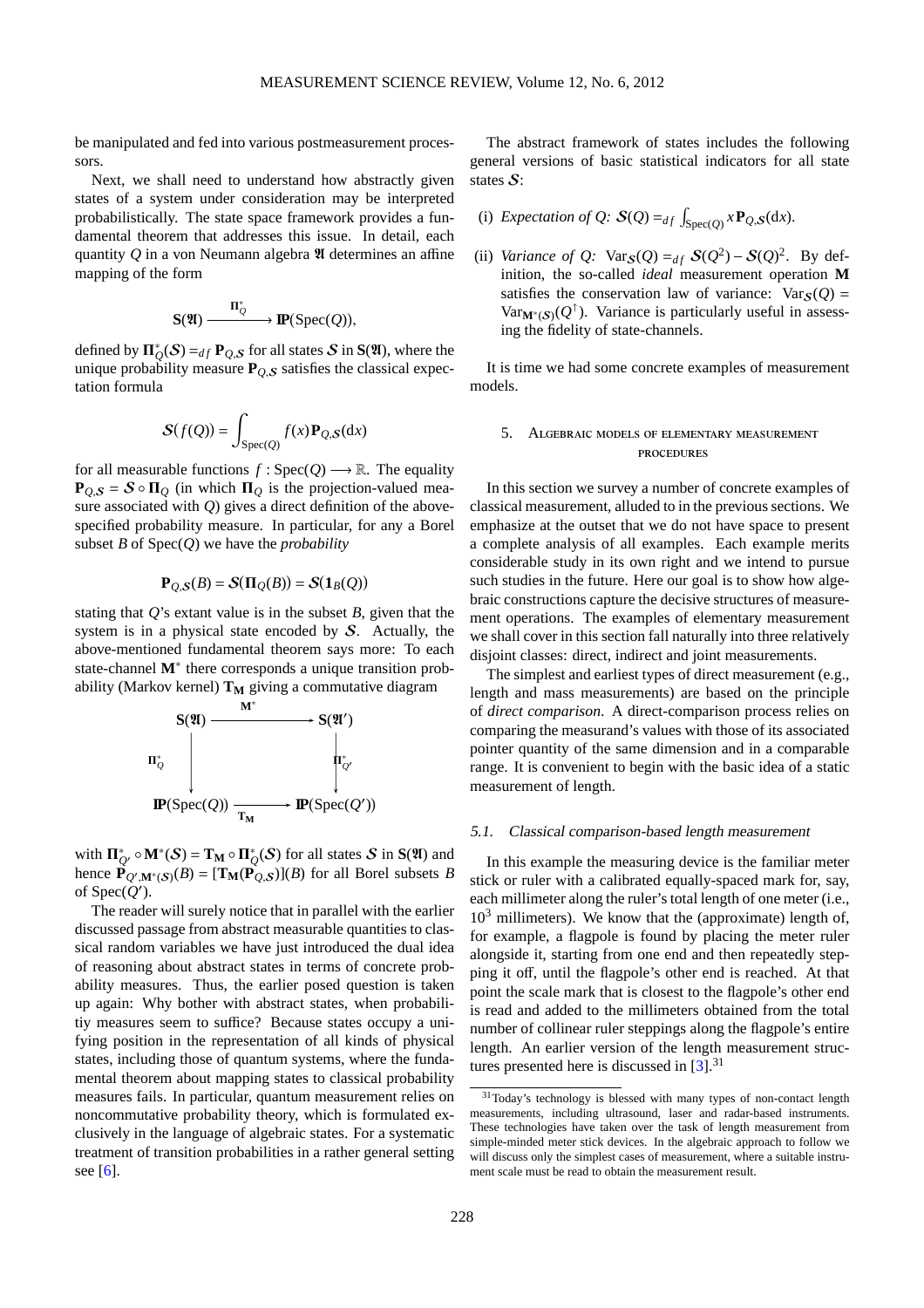be manipulated and fed into various postmeasurement processors.

Next, we shall need to understand how abstractly given states of a system under consideration may be interpreted probabilistically. The state space framework provides a fundamental theorem that addresses this issue. In detail, each quantity $Q$ in a von Neumann algebra $\mathfrak{A}$ determines an affine mapping of the form

$$\mathbf{S}(\mathfrak{A}) \xrightarrow{\ \mathbf{\Pi}_Q^*\ } \mathbb{P}(\mathrm{Spec}(Q)),$$

defined by $\mathbf{\Pi}_Q^*(\mathcal{S}) =_{df} \mathbf{P}_{Q,\mathcal{S}}$ for all states $\mathcal{S}$ in $\mathbf{S}(\mathfrak{A})$, where the unique probability measure $\mathbf{P}_{Q,\mathcal{S}}$ satisfies the classical expectation formula

$$\mathcal{S}(f(Q)) = \int_{\mathrm{Spec}(Q)} f(x)\mathbf{P}_{Q,\mathcal{S}}(\mathrm{d}x)$$

for all measurable functions $f : \mathrm{Spec}(Q) \longrightarrow \mathbb{R}$. The equality $\mathbf{P}_{Q,\mathcal{S}} = \mathcal{S} \circ \mathbf{\Pi}_Q$ (in which $\mathbf{\Pi}_Q$ is the projection-valued measure associated with $Q$) gives a direct definition of the above-specified probability measure. In particular, for any a Borel subset $B$ of $\mathrm{Spec}(Q)$ we have the *probability*

$$\mathbf{P}_{Q,\mathcal{S}}(B) = \mathcal{S}(\mathbf{\Pi}_Q(B)) = \mathcal{S}(\mathbf{1}_B(Q))$$

stating that $Q$'s extant value is in the subset $B$, given that the system is in a physical state encoded by $\mathcal{S}$. Actually, the above-mentioned fundamental theorem says more: To each state-channel $\mathbf{M}^*$ there corresponds a unique transition probability (Markov kernel) $\mathbf{T_M}$ giving a commutative diagram

$$\begin{array}{ccc}
\mathbf{S}(\mathfrak{A}) & \xrightarrow{\ \mathbf{M}^*\ } & \mathbf{S}(\mathfrak{A}') \\
\Big\downarrow{\scriptstyle \mathbf{\Pi}_Q^*} & & \Big\downarrow{\scriptstyle \mathbf{\Pi}_{Q'}^*} \\
\mathbb{P}(\mathrm{Spec}(Q)) & \xrightarrow[\ \mathbf{T_M}\ ]{} & \mathbb{P}(\mathrm{Spec}(Q'))
\end{array}$$

with $\mathbf{\Pi}_{Q'}^* \circ \mathbf{M}^*(\mathcal{S}) = \mathbf{T_M} \circ \mathbf{\Pi}_Q^*(\mathcal{S})$ for all states $\mathcal{S}$ in $\mathbf{S}(\mathfrak{A})$ and hence $\mathbf{P}_{Q',\mathbf{M}^*(\mathcal{S})}(B) = [\mathbf{T_M}(\mathbf{P}_{Q,\mathcal{S}})](B)$ for all Borel subsets $B$ of $\mathrm{Spec}(Q')$.

The reader will surely notice that in parallel with the earlier discussed passage from abstract measurable quantities to classical random variables we have just introduced the dual idea of reasoning about abstract states in terms of concrete probability measures. Thus, the earlier posed question is taken up again: Why bother with abstract states, when probabilitiy measures seem to suffice? Because states occupy a unifying position in the representation of all kinds of physical states, including those of quantum systems, where the fundamental theorem about mapping states to classical probability measures fails. In particular, quantum measurement relies on noncommutative probability theory, which is formulated exclusively in the language of algebraic states. For a systematic treatment of transition probabilities in a rather general setting see [6].

The abstract framework of states includes the following general versions of basic statistical indicators for all state states $\mathcal{S}$:

(i) *Expectation of Q:* $\mathcal{S}(Q) =_{df} \int_{\mathrm{Spec}(Q)} x\mathbf{P}_{Q,\mathcal{S}}(\mathrm{d}x)$.

(ii) *Variance of Q:* $\mathrm{Var}_{\mathcal{S}}(Q) =_{df} \mathcal{S}(Q^2) - \mathcal{S}(Q)^2$. By definition, the so-called *ideal* measurement operation $\mathbf{M}$ satisfies the conservation law of variance: $\mathrm{Var}_{\mathcal{S}}(Q) = \mathrm{Var}_{\mathbf{M}^*(\mathcal{S})}(Q^\dagger)$. Variance is particularly useful in assessing the fidelity of state-channels.

It is time we had some concrete examples of measurement models.

## 5. Algebraic models of elementary measurement procedures

In this section we survey a number of concrete examples of classical measurement, alluded to in the previous sections. We emphasize at the outset that we do not have space to present a complete analysis of all examples. Each example merits considerable study in its own right and we intend to pursue such studies in the future. Here our goal is to show how algebraic constructions capture the decisive structures of measurement operations. The examples of elementary measurement we shall cover in this section fall naturally into three relatively disjoint classes: direct, indirect and joint measurements.

The simplest and earliest types of direct measurement (e.g., length and mass measurements) are based on the principle of *direct comparison*. A direct-comparison process relies on comparing the measurand's values with those of its associated pointer quantity of the same dimension and in a comparable range. It is convenient to begin with the basic idea of a static measurement of length.

### 5.1. Classical comparison-based length measurement

In this example the measuring device is the familiar meter stick or ruler with a calibrated equally-spaced mark for, say, each millimeter along the ruler's total length of one meter (i.e., $10^3$ millimeters). We know that the (approximate) length of, for example, a flagpole is found by placing the meter ruler alongside it, starting from one end and then repeatedly stepping it off, until the flagpole's other end is reached. At that point the scale mark that is closest to the flagpole's other end is read and added to the millimeters obtained from the total number of collinear ruler steppings along the flagpole's entire length. An earlier version of the length measurement structures presented here is discussed in [3].[31]

[31] Today's technology is blessed with many types of non-contact length measurements, including ultrasound, laser and radar-based instruments. These technologies have taken over the task of length measurement from simple-minded meter stick devices. In the algebraic approach to follow we will discuss only the simplest cases of measurement, where a suitable instrument scale must be read to obtain the measurement result.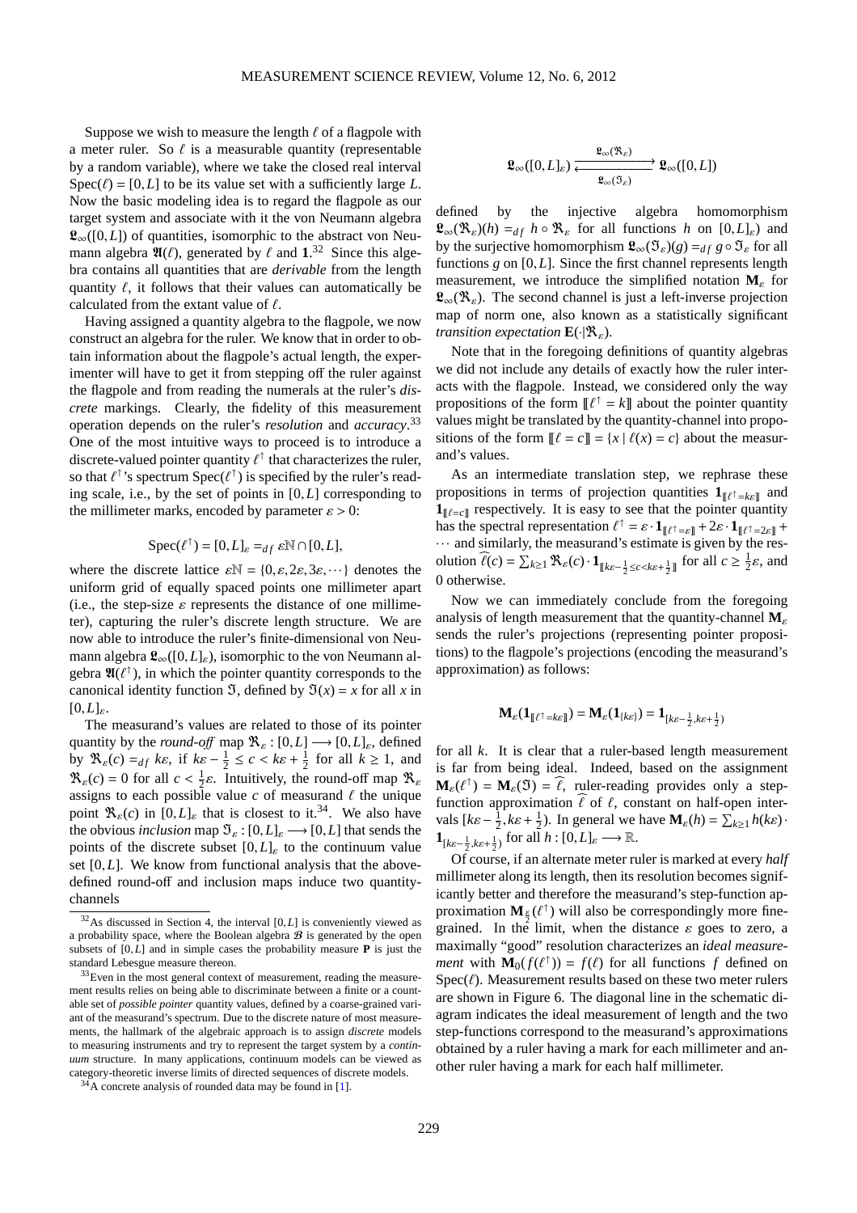Suppose we wish to measure the length $\ell$ of a flagpole with a meter ruler. So $\ell$ is a measurable quantity (representable by a random variable), where we take the closed real interval $\mathrm{Spec}(\ell) = [0, L]$ to be its value set with a sufficiently large $L$. Now the basic modeling idea is to regard the flagpole as our target system and associate with it the von Neumann algebra $\mathfrak{L}_\infty([0, L])$ of quantities, isomorphic to the abstract von Neumann algebra $\mathfrak{A}(\ell)$, generated by $\ell$ and $\mathbf{1}$.[32] Since this algebra contains all quantities that are *derivable* from the length quantity $\ell$, it follows that their values can automatically be calculated from the extant value of $\ell$.

Having assigned a quantity algebra to the flagpole, we now construct an algebra for the ruler. We know that in order to obtain information about the flagpole's actual length, the experimenter will have to get it from stepping off the ruler against the flagpole and from reading the numerals at the ruler's *discrete* markings. Clearly, the fidelity of this measurement operation depends on the ruler's *resolution* and *accuracy*.[33] One of the most intuitive ways to proceed is to introduce a discrete-valued pointer quantity $\ell^{\uparrow}$ that characterizes the ruler, so that $\ell^{\uparrow}$'s spectrum $\mathrm{Spec}(\ell^{\uparrow})$ is specified by the ruler's reading scale, i.e., by the set of points in $[0, L]$ corresponding to the millimeter marks, encoded by parameter $\varepsilon > 0$:

$$\mathrm{Spec}(\ell^{\uparrow}) = [0, L]_\varepsilon =_{df} \varepsilon\mathbb{N} \cap [0, L],$$

where the discrete lattice $\varepsilon\mathbb{N} = \{0, \varepsilon, 2\varepsilon, 3\varepsilon, \cdots\}$ denotes the uniform grid of equally spaced points one millimeter apart (i.e., the step-size $\varepsilon$ represents the distance of one millimeter), capturing the ruler's discrete length structure. We are now able to introduce the ruler's finite-dimensional von Neumann algebra $\mathfrak{L}_\infty([0, L]_\varepsilon)$, isomorphic to the von Neumann algebra $\mathfrak{A}(\ell^{\uparrow})$, in which the pointer quantity corresponds to the canonical identity function $\mathfrak{I}$, defined by $\mathfrak{I}(x) = x$ for all $x$ in $[0, L]_\varepsilon$.

The measurand's values are related to those of its pointer quantity by the *round-off* map $\mathfrak{R}_\varepsilon : [0, L] \longrightarrow [0, L]_\varepsilon$, defined by $\mathfrak{R}_\varepsilon(c) =_{df} k\varepsilon$, if $k\varepsilon - \frac{1}{2} \leq c < k\varepsilon + \frac{1}{2}$ for all $k \geq 1$, and $\mathfrak{R}_\varepsilon(c) = 0$ for all $c < \frac{1}{2}\varepsilon$. Intuitively, the round-off map $\mathfrak{R}_\varepsilon$ assigns to each possible value $c$ of measurand $\ell$ the unique point $\mathfrak{R}_\varepsilon(c)$ in $[0, L]_\varepsilon$ that is closest to it.[34]. We also have the obvious *inclusion* map $\mathfrak{I}_\varepsilon : [0, L]_\varepsilon \longrightarrow [0, L]$ that sends the points of the discrete subset $[0, L]_\varepsilon$ to the continuum value set $[0, L]$. We know from functional analysis that the above-defined round-off and inclusion maps induce two quantity-channels

$$\mathfrak{L}_\infty([0, L]_\varepsilon) \underset{\mathfrak{L}_\infty(\mathfrak{I}_\varepsilon)}{\overset{\mathfrak{L}_\infty(\mathfrak{R}_\varepsilon)}{\rightleftarrows}} \mathfrak{L}_\infty([0, L])$$

defined by the injective algebra homomorphism $\mathfrak{L}_\infty(\mathfrak{R}_\varepsilon)(h) =_{df} h \circ \mathfrak{R}_\varepsilon$ for all functions $h$ on $[0, L]_\varepsilon$) and by the surjective homomorphism $\mathfrak{L}_\infty(\mathfrak{I}_\varepsilon)(g) =_{df} g \circ \mathfrak{I}_\varepsilon$ for all functions $g$ on $[0, L]$. Since the first channel represents length measurement, we introduce the simplified notation $\mathbf{M}_\varepsilon$ for $\mathfrak{L}_\infty(\mathfrak{R}_\varepsilon)$. The second channel is just a left-inverse projection map of norm one, also known as a statistically significant *transition expectation* $\mathbf{E}(\cdot|\mathfrak{R}_\varepsilon)$.

Note that in the foregoing definitions of quantity algebras we did not include any details of exactly how the ruler interacts with the flagpole. Instead, we considered only the way propositions of the form $[\![\ell^{\uparrow} = k]\!]$ about the pointer quantity values might be translated by the quantity-channel into propositions of the form $[\![\ell = c]\!] = \{x \mid \ell(x) = c\}$ about the measurand's values.

As an intermediate translation step, we rephrase these propositions in terms of projection quantities $\mathbf{1}_{[\![\ell^{\uparrow} = k\varepsilon]\!]}$ and $\mathbf{1}_{[\![\ell = c]\!]}$ respectively. It is easy to see that the pointer quantity has the spectral representation $\ell^{\uparrow} = \varepsilon \cdot \mathbf{1}_{[\![\ell^{\uparrow} = \varepsilon]\!]} + 2\varepsilon \cdot \mathbf{1}_{[\![\ell^{\uparrow} = 2\varepsilon]\!]} + \cdots$ and similarly, the measurand's estimate is given by the resolution $\widehat{\ell}(c) = \sum_{k \geq 1} \mathfrak{R}_\varepsilon(c) \cdot \mathbf{1}_{[\![k\varepsilon - \frac{1}{2} \leq c < k\varepsilon + \frac{1}{2}]\!]}$ for all $c \geq \frac{1}{2}\varepsilon$, and 0 otherwise.

Now we can immediately conclude from the foregoing analysis of length measurement that the quantity-channel $\mathbf{M}_\varepsilon$ sends the ruler's projections (representing pointer propositions) to the flagpole's projections (encoding the measurand's approximation) as follows:

$$\mathbf{M}_\varepsilon(\mathbf{1}_{[\![\ell^{\uparrow} = k\varepsilon]\!]}) = \mathbf{M}_\varepsilon(\mathbf{1}_{\{k\varepsilon\}}) = \mathbf{1}_{[k\varepsilon - \frac{1}{2}, k\varepsilon + \frac{1}{2})}$$

for all $k$. It is clear that a ruler-based length measurement is far from being ideal. Indeed, based on the assignment $\mathbf{M}_\varepsilon(\ell^{\uparrow}) = \mathbf{M}_\varepsilon(\mathfrak{I}) = \widehat{\ell}$, ruler-reading provides only a step-function approximation $\widehat{\ell}$ of $\ell$, constant on half-open intervals $[k\varepsilon - \frac{1}{2}, k\varepsilon + \frac{1}{2})$. In general we have $\mathbf{M}_\varepsilon(h) = \sum_{k \geq 1} h(k\varepsilon) \cdot \mathbf{1}_{[k\varepsilon - \frac{1}{2}, k\varepsilon + \frac{1}{2})}$ for all $h : [0, L]_\varepsilon \longrightarrow \mathbb{R}$.

Of course, if an alternate meter ruler is marked at every *half* millimeter along its length, then its resolution becomes significantly better and therefore the measurand's step-function approximation $\mathbf{M}_{\frac{\varepsilon}{2}}(\ell^{\uparrow})$ will also be correspondingly more fine-grained. In the limit, when the distance $\varepsilon$ goes to zero, a maximally "good" resolution characterizes an *ideal measurement* with $\mathbf{M}_0(f(\ell^{\uparrow})) = f(\ell)$ for all functions $f$ defined on $\mathrm{Spec}(\ell)$. Measurement results based on these two meter rulers are shown in Figure 6. The diagonal line in the schematic diagram indicates the ideal measurement of length and the two step-functions correspond to the measurand's approximations obtained by a ruler having a mark for each millimeter and another ruler having a mark for each half millimeter.

---

[32] As discussed in Section 4, the interval $[0, L]$ is conveniently viewed as a probability space, where the Boolean algebra $\mathcal{B}$ is generated by the open subsets of $[0, L]$ and in simple cases the probability measure $\mathbf{P}$ is just the standard Lebesgue measure thereon.

[33] Even in the most general context of measurement, reading the measurement results relies on being able to discriminate between a finite or a countable set of *possible pointer* quantity values, defined by a coarse-grained variant of the measurand's spectrum. Due to the discrete nature of most measurements, the hallmark of the algebraic approach is to assign *discrete* models to measuring instruments and try to represent the target system by a *continuum* structure. In many applications, continuum models can be viewed as category-theoretic inverse limits of directed sequences of discrete models.

[34] A concrete analysis of rounded data may be found in [1].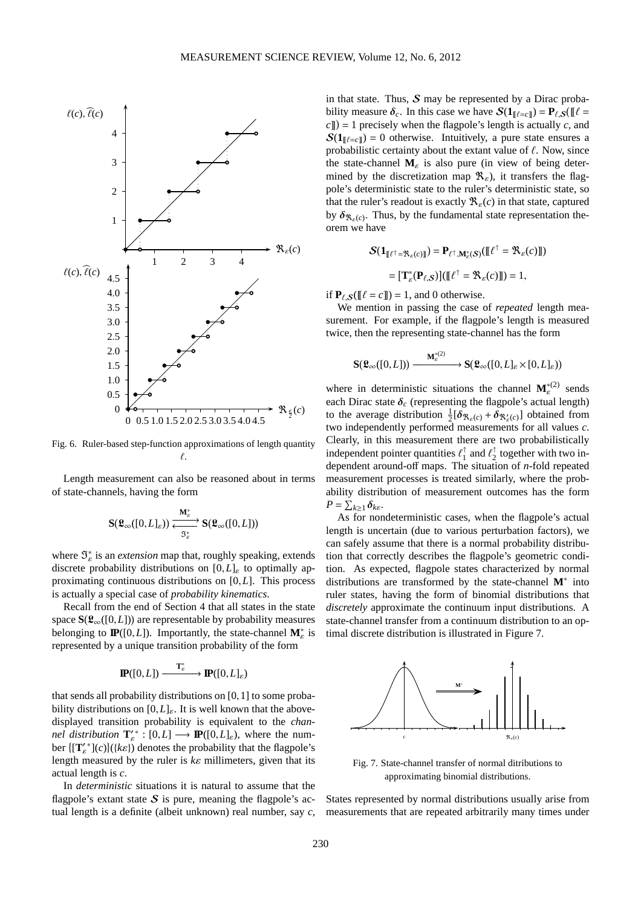Fig. 6. Ruler-based step-function approximations of length quantity $\ell$.

Length measurement can also be reasoned about in terms of state-channels, having the form

$$\mathbf{S}(\mathfrak{L}_\infty([0,L]_\varepsilon)) \underset{\mathfrak{I}^*_\varepsilon}{\overset{\mathbf{M}^*_\varepsilon}{\rightleftarrows}} \mathbf{S}(\mathfrak{L}_\infty([0,L]))$$

where $\mathfrak{I}^*_\varepsilon$ is an *extension* map that, roughly speaking, extends discrete probability distributions on $[0,L]_\varepsilon$ to optimally approximating continuous distributions on $[0,L]$. This process is actually a special case of *probability kinematics*.

Recall from the end of Section 4 that all states in the state space $\mathbf{S}(\mathfrak{L}_\infty([0,L]))$ are representable by probability measures belonging to $\mathbb{P}([0,L])$. Importantly, the state-channel $\mathbf{M}^*_\varepsilon$ is represented by a unique transition probability of the form

$$\mathbb{P}([0,L]) \xrightarrow{\mathbf{T}^*_\varepsilon} \mathbb{P}([0,L]_\varepsilon)$$

that sends all probability distributions on $[0,1]$ to some probability distributions on $[0,L]_\varepsilon$. It is well known that the above-displayed transition probability is equivalent to the *channel distribution* $\mathbf{T}'^*_\varepsilon : [0,L] \longrightarrow \mathbb{P}([0,L]_\varepsilon)$, where the number $\{[\mathbf{T}'^*_\varepsilon](c)\}(\{k\varepsilon\})$ denotes the probability that the flagpole's length measured by the ruler is $k\varepsilon$ millimeters, given that its actual length is $c$.

In *deterministic* situations it is natural to assume that the flagpole's extant state $\mathcal{S}$ is pure, meaning the flagpole's actual length is a definite (albeit unknown) real number, say $c$, in that state. Thus, $\mathcal{S}$ may be represented by a Dirac probability measure $\delta_c$. In this case we have $\mathcal{S}(\mathbf{1}_{[\![\ell=c]\!]}) = \mathbf{P}_{\ell,\mathcal{S}}([\![\ell = c]\!]) = 1$ precisely when the flagpole's length is actually $c$, and $\mathcal{S}(\mathbf{1}_{[\![\ell=c]\!]}) = 0$ otherwise. Intuitively, a pure state ensures a probabilistic certainty about the extant value of $\ell$. Now, since the state-channel $\mathbf{M}_\varepsilon$ is also pure (in view of being determined by the discretization map $\mathfrak{R}_\varepsilon$), it transfers the flagpole's deterministic state to the ruler's deterministic state, so that the ruler's readout is exactly $\mathfrak{R}_\varepsilon(c)$ in that state, captured by $\delta_{\mathfrak{R}_\varepsilon(c)}$. Thus, by the fundamental state representation theorem we have

$$\begin{aligned}\mathcal{S}(\mathbf{1}_{[\![\ell^\uparrow=\mathfrak{R}_\varepsilon(c)]\!]}) &= \mathbf{P}_{\ell^\uparrow,\mathbf{M}^*_\varepsilon(\mathcal{S})}([\![\ell^\uparrow = \mathfrak{R}_\varepsilon(c)]\!]) \\ &= [\mathbf{T}^*_\varepsilon(\mathbf{P}_{\ell,\mathcal{S}})]([\![\ell^\uparrow = \mathfrak{R}_\varepsilon(c)]\!]) = 1,\end{aligned}$$

if $\mathbf{P}_{\ell,\mathcal{S}}([\![\ell = c]\!]) = 1$, and 0 otherwise.

We mention in passing the case of *repeated* length measurement. For example, if the flagpole's length is measured twice, then the representing state-channel has the form

$$\mathbf{S}(\mathfrak{L}_\infty([0,L])) \xrightarrow{\mathbf{M}^{*(2)}_\varepsilon} \mathbf{S}(\mathfrak{L}_\infty([0,L]_\varepsilon \times [0,L]_\varepsilon))$$

where in deterministic situations the channel $\mathbf{M}^{*(2)}_\varepsilon$ sends each Dirac state $\delta_c$ (representing the flagpole's actual length) to the average distribution $\frac{1}{2}[\delta_{\mathfrak{R}_\varepsilon(c)} + \delta_{\mathfrak{R}'_\varepsilon(c)}]$ obtained from two independently performed measurements for all values $c$. Clearly, in this measurement there are two probabilistically independent pointer quantities $\ell^\uparrow_1$ and $\ell^\uparrow_2$ together with two independent around-off maps. The situation of $n$-fold repeated measurement processes is treated similarly, where the probability distribution of measurement outcomes has the form $P = \sum_{k\geq 1} \delta_{k\varepsilon}$.

As for nondeterministic cases, when the flagpole's actual length is uncertain (due to various perturbation factors), we can safely assume that there is a normal probability distribution that correctly describes the flagpole's geometric condition. As expected, flagpole states characterized by normal distributions are transformed by the state-channel $\mathbf{M}^*$ into ruler states, having the form of binomial distributions that *discretely* approximate the continuum input distributions. A state-channel transfer from a continuum distribution to an optimal discrete distribution is illustrated in Figure 7.

Fig. 7. State-channel transfer of normal ditributions to approximating binomial distributions.

States represented by normal distributions usually arise from measurements that are repeated arbitrarily many times under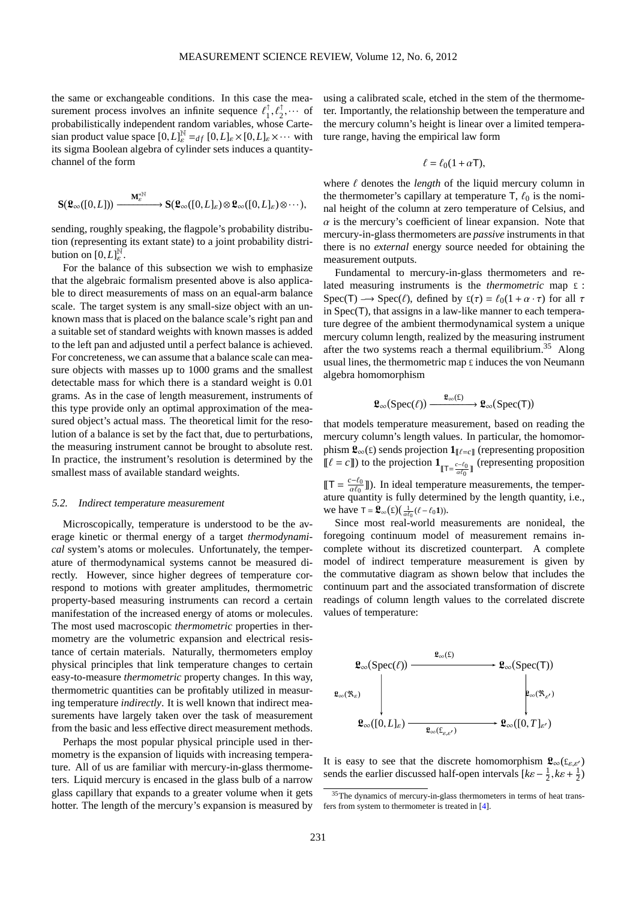the same or exchangeable conditions. In this case the measurement process involves an infinite sequence $\ell_1^{\uparrow}, \ell_2^{\uparrow}, \cdots$ of probabilistically independent random variables, whose Cartesian product value space $[0,L]_\varepsilon^{\mathbb{N}} =_{df} [0,L]_\varepsilon \times [0,L]_\varepsilon \times \cdots$ with its sigma Boolean algebra of cylinder sets induces a quantity-channel of the form

$$\mathbf{S}(\mathfrak{L}_\infty([0,L])) \xrightarrow{\mathbf{M}_\varepsilon^{*\mathbb{N}}} \mathbf{S}(\mathfrak{L}_\infty([0,L]_\varepsilon) \otimes \mathfrak{L}_\infty([0,L]_\varepsilon) \otimes \cdots),$$

sending, roughly speaking, the flagpole's probability distribution (representing its extant state) to a joint probability distribution on $[0,L]_\varepsilon^{\mathbb{N}}$.

For the balance of this subsection we wish to emphasize that the algebraic formalism presented above is also applicable to direct measurements of mass on an equal-arm balance scale. The target system is any small-size object with an unknown mass that is placed on the balance scale's right pan and a suitable set of standard weights with known masses is added to the left pan and adjusted until a perfect balance is achieved. For concreteness, we can assume that a balance scale can measure objects with masses up to 1000 grams and the smallest detectable mass for which there is a standard weight is 0.01 grams. As in the case of length measurement, instruments of this type provide only an optimal approximation of the measured object's actual mass. The theoretical limit for the resolution of a balance is set by the fact that, due to perturbations, the measuring instrument cannot be brought to absolute rest. In practice, the instrument's resolution is determined by the smallest mass of available standard weights.

### 5.2. Indirect temperature measurement

Microscopically, temperature is understood to be the average kinetic or thermal energy of a target *thermodynamical* system's atoms or molecules. Unfortunately, the temperature of thermodynamical systems cannot be measured directly. However, since higher degrees of temperature correspond to motions with greater amplitudes, thermometric property-based measuring instruments can record a certain manifestation of the increased energy of atoms or molecules. The most used macroscopic *thermometric* properties in thermometry are the volumetric expansion and electrical resistance of certain materials. Naturally, thermometers employ physical principles that link temperature changes to certain easy-to-measure *thermometric* property changes. In this way, thermometric quantities can be profitably utilized in measuring temperature *indirectly*. It is well known that indirect measurements have largely taken over the task of measurement from the basic and less effective direct measurement methods.

Perhaps the most popular physical principle used in thermometry is the expansion of liquids with increasing temperature. All of us are familiar with mercury-in-glass thermometers. Liquid mercury is encased in the glass bulb of a narrow glass capillary that expands to a greater volume when it gets hotter. The length of the mercury's expansion is measured by using a calibrated scale, etched in the stem of the thermometer. Importantly, the relationship between the temperature and the mercury column's height is linear over a limited temperature range, having the empirical law form

$$\ell = \ell_0(1 + \alpha \mathsf{T}),$$

where $\ell$ denotes the *length* of the liquid mercury column in the thermometer's capillary at temperature $\mathsf{T}$, $\ell_0$ is the nominal height of the column at zero temperature of Celsius, and $\alpha$ is the mercury's coefficient of linear expansion. Note that mercury-in-glass thermometers are *passive* instruments in that there is no *external* energy source needed for obtaining the measurement outputs.

Fundamental to mercury-in-glass thermometers and related measuring instruments is the *thermometric* map $\mathfrak{t} : \mathrm{Spec}(\mathsf{T}) \longrightarrow \mathrm{Spec}(\ell)$, defined by $\mathfrak{t}(\tau) = \ell_0(1 + \alpha \cdot \tau)$ for all $\tau$ in $\mathrm{Spec}(\mathsf{T})$, that assigns in a law-like manner to each temperature degree of the ambient thermodynamical system a unique mercury column length, realized by the measuring instrument after the two systems reach a thermal equilibrium.[35] Along usual lines, the thermometric map $\mathfrak{t}$ induces the von Neumann algebra homomorphism

$$\mathfrak{L}_\infty(\mathrm{Spec}(\ell)) \xrightarrow{\mathfrak{L}_\infty(\mathfrak{t})} \mathfrak{L}_\infty(\mathrm{Spec}(\mathsf{T}))$$

that models temperature measurement, based on reading the mercury column's length values. In particular, the homomorphism $\mathfrak{L}_\infty(\mathfrak{t})$ sends projection $\mathbf{1}_{[\![\ell=c]\!]}$ (representing proposition $[\![\ell = c]\!]$) to the projection $\mathbf{1}_{[\![\mathsf{T}=\frac{c-\ell_0}{\alpha\ell_0}]\!]}$ (representing proposition $[\![\mathsf{T} = \frac{c-\ell_0}{\alpha\ell_0}]\!]$). In ideal temperature measurements, the temperature quantity is fully determined by the length quantity, i.e., we have $\mathsf{T} = \mathfrak{L}_\infty(\mathfrak{t})\big(\frac{1}{\alpha\ell_0}(\ell - \ell_0\mathbf{1})\big)$.

Since most real-world measurements are nonideal, the foregoing continuum model of measurement remains incomplete without its discretized counterpart. A complete model of indirect temperature measurement is given by the commutative diagram as shown below that includes the continuum part and the associated transformation of discrete readings of column length values to the correlated discrete values of temperature:

$$\begin{array}{ccc}
\mathfrak{L}_\infty(\mathrm{Spec}(\ell)) & \xrightarrow{\mathfrak{L}_\infty(\mathfrak{t})} & \mathfrak{L}_\infty(\mathrm{Spec}(\mathsf{T})) \\
{\scriptstyle \mathfrak{L}_\infty(\mathfrak{R}_\varepsilon)} \big\downarrow & & \big\downarrow {\scriptstyle \mathfrak{L}_\infty(\mathfrak{R}_{\varepsilon'})} \\
\mathfrak{L}_\infty([0,L]_\varepsilon) & \xrightarrow[\mathfrak{L}_\infty(\mathfrak{t}_{\varepsilon,\varepsilon'})]{} & \mathfrak{L}_\infty([0,T]_{\varepsilon'})
\end{array}$$

It is easy to see that the discrete homomorphism $\mathfrak{L}_\infty(\mathfrak{t}_{\varepsilon,\varepsilon'})$ sends the earlier discussed half-open intervals $[k\varepsilon - \frac{1}{2}, k\varepsilon + \frac{1}{2})$

[35] The dynamics of mercury-in-glass thermometers in terms of heat transfers from system to thermometer is treated in [4].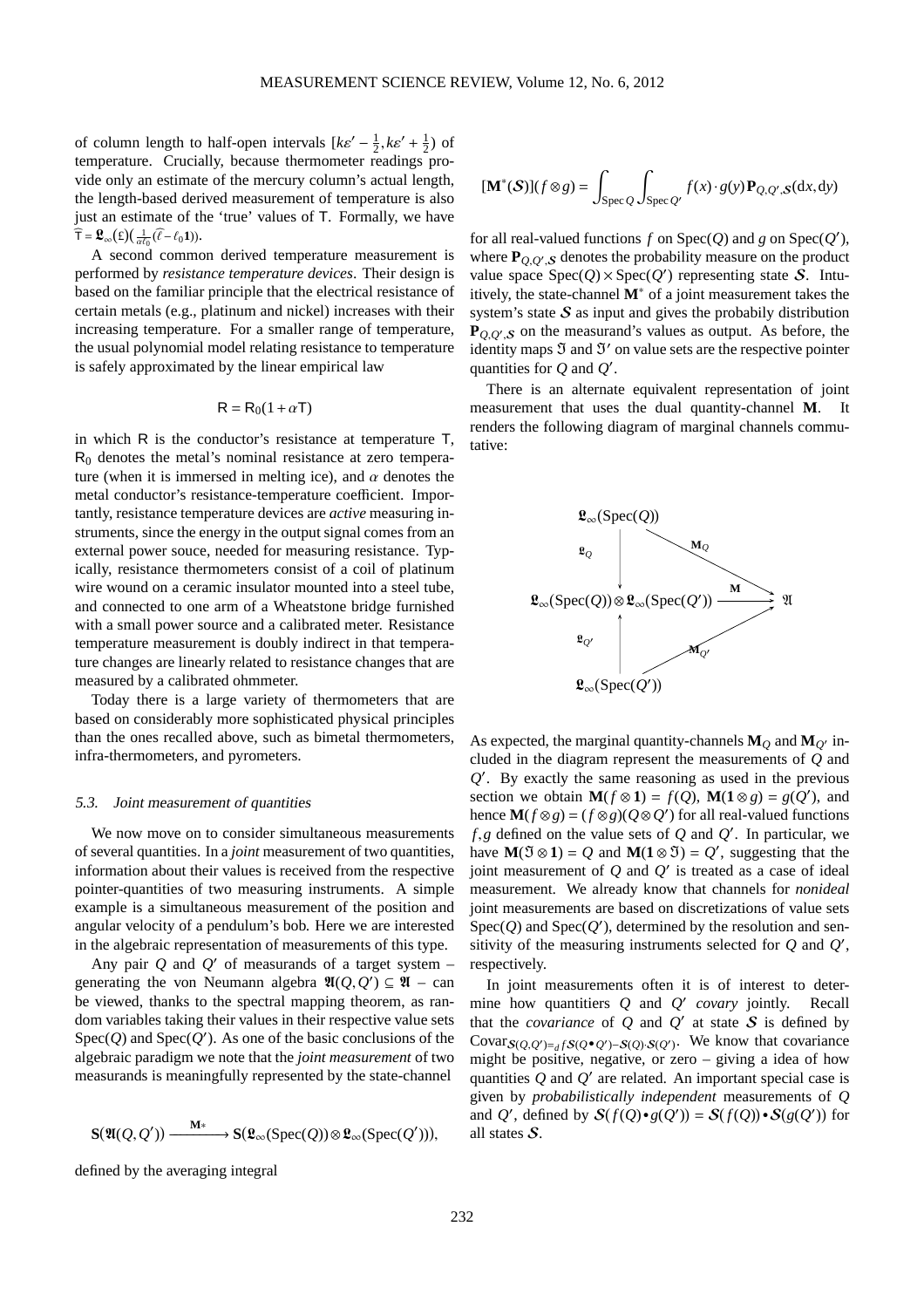of column length to half-open intervals $[k\varepsilon' - \frac{1}{2}, k\varepsilon' + \frac{1}{2})$ of temperature. Crucially, because thermometer readings provide only an estimate of the mercury column's actual length, the length-based derived measurement of temperature is also just an estimate of the 'true' values of $\mathsf{T}$. Formally, we have $\widehat{\mathsf{T}} = \mathfrak{L}_\infty(\mathfrak{L})\big(\frac{1}{\alpha\ell_0}(\widehat{\ell} - \ell_0 \mathbf{1})\big)$.

A second common derived temperature measurement is performed by *resistance temperature devices*. Their design is based on the familiar principle that the electrical resistance of certain metals (e.g., platinum and nickel) increases with their increasing temperature. For a smaller range of temperature, the usual polynomial model relating resistance to temperature is safely approximated by the linear empirical law

$$\mathsf{R} = \mathsf{R}_0(1 + \alpha\mathsf{T})$$

in which $\mathsf{R}$ is the conductor's resistance at temperature $\mathsf{T}$, $\mathsf{R}_0$ denotes the metal's nominal resistance at zero temperature (when it is immersed in melting ice), and $\alpha$ denotes the metal conductor's resistance-temperature coefficient. Importantly, resistance temperature devices are *active* measuring instruments, since the energy in the output signal comes from an external power souce, needed for measuring resistance. Typically, resistance thermometers consist of a coil of platinum wire wound on a ceramic insulator mounted into a steel tube, and connected to one arm of a Wheatstone bridge furnished with a small power source and a calibrated meter. Resistance temperature measurement is doubly indirect in that temperature changes are linearly related to resistance changes that are measured by a calibrated ohmmeter.

Today there is a large variety of thermometers that are based on considerably more sophisticated physical principles than the ones recalled above, such as bimetal thermometers, infra-thermometers, and pyrometers.

### 5.3. Joint measurement of quantities

We now move on to consider simultaneous measurements of several quantities. In a *joint* measurement of two quantities, information about their values is received from the respective pointer-quantities of two measuring instruments. A simple example is a simultaneous measurement of the position and angular velocity of a pendulum's bob. Here we are interested in the algebraic representation of measurements of this type.

Any pair $Q$ and $Q'$ of measurands of a target system – generating the von Neumann algebra $\mathfrak{A}(Q, Q') \subseteq \mathfrak{A}$ – can be viewed, thanks to the spectral mapping theorem, as random variables taking their values in their respective value sets $\mathrm{Spec}(Q)$ and $\mathrm{Spec}(Q')$. As one of the basic conclusions of the algebraic paradigm we note that the *joint measurement* of two measurands is meaningfully represented by the state-channel

$$\mathbf{S}(\mathfrak{A}(Q, Q')) \xrightarrow{\mathbf{M}^*} \mathbf{S}(\mathfrak{L}_\infty(\mathrm{Spec}(Q)) \otimes \mathfrak{L}_\infty(\mathrm{Spec}(Q'))),$$

defined by the averaging integral

$$[\mathbf{M}^*(\mathcal{S})](f \otimes g) = \int_{\mathrm{Spec}\,Q} \int_{\mathrm{Spec}\,Q'} f(x) \cdot g(y)\, \mathbf{P}_{Q,Q',\mathcal{S}}(\mathrm{d}x, \mathrm{d}y)$$

for all real-valued functions $f$ on $\mathrm{Spec}(Q)$ and $g$ on $\mathrm{Spec}(Q')$, where $\mathbf{P}_{Q,Q',\mathcal{S}}$ denotes the probability measure on the product value space $\mathrm{Spec}(Q) \times \mathrm{Spec}(Q')$ representing state $\mathcal{S}$. Intuitively, the state-channel $\mathbf{M}^*$ of a joint measurement takes the system's state $\mathcal{S}$ as input and gives the probably distribution $\mathbf{P}_{Q,Q',\mathcal{S}}$ on the measurand's values as output. As before, the identity maps $\mathfrak{I}$ and $\mathfrak{I}'$ on value sets are the respective pointer quantities for $Q$ and $Q'$.

There is an alternate equivalent representation of joint measurement that uses the dual quantity-channel $\mathbf{M}$. It renders the following diagram of marginal channels commutative:

$$\begin{array}{ccc}
\mathfrak{L}_\infty(\mathrm{Spec}(Q)) & & \\
\downarrow \mathfrak{L}_Q & \searrow^{\mathbf{M}_Q} & \\
\mathfrak{L}_\infty(\mathrm{Spec}(Q)) \otimes \mathfrak{L}_\infty(\mathrm{Spec}(Q')) & \xrightarrow{\mathbf{M}} & \mathfrak{A} \\
\uparrow \mathfrak{L}_{Q'} & \nearrow_{\mathbf{M}_{Q'}} & \\
\mathfrak{L}_\infty(\mathrm{Spec}(Q')) & &
\end{array}$$

As expected, the marginal quantity-channels $\mathbf{M}_Q$ and $\mathbf{M}_{Q'}$ included in the diagram represent the measurements of $Q$ and $Q'$. By exactly the same reasoning as used in the previous section we obtain $\mathbf{M}(f \otimes \mathbf{1}) = f(Q)$, $\mathbf{M}(\mathbf{1} \otimes g) = g(Q')$, and hence $\mathbf{M}(f \otimes g) = (f \otimes g)(Q \otimes Q')$ for all real-valued functions $f, g$ defined on the value sets of $Q$ and $Q'$. In particular, we have $\mathbf{M}(\mathfrak{I} \otimes \mathbf{1}) = Q$ and $\mathbf{M}(\mathbf{1} \otimes \mathfrak{I}) = Q'$, suggesting that the joint measurement of $Q$ and $Q'$ is treated as a case of ideal measurement. We already know that channels for *nonideal* joint measurements are based on discretizations of value sets $\mathrm{Spec}(Q)$ and $\mathrm{Spec}(Q')$, determined by the resolution and sensitivity of the measuring instruments selected for $Q$ and $Q'$, respectively.

In joint measurements often it is of interest to determine how quantitiers $Q$ and $Q'$ *covary* jointly. Recall that the *covariance* of $Q$ and $Q'$ at state $\mathcal{S}$ is defined by $\mathrm{Covar}_{\mathcal{S}(Q,Q') =_d f\mathcal{S}(Q \bullet Q') - \mathcal{S}(Q) \cdot \mathcal{S}(Q')}$. We know that covariance might be positive, negative, or zero – giving a idea of how quantities $Q$ and $Q'$ are related. An important special case is given by *probabilistically independent* measurements of $Q$ and $Q'$, defined by $\mathcal{S}(f(Q) \bullet g(Q')) = \mathcal{S}(f(Q)) \bullet \mathcal{S}(g(Q'))$ for all states $\mathcal{S}$.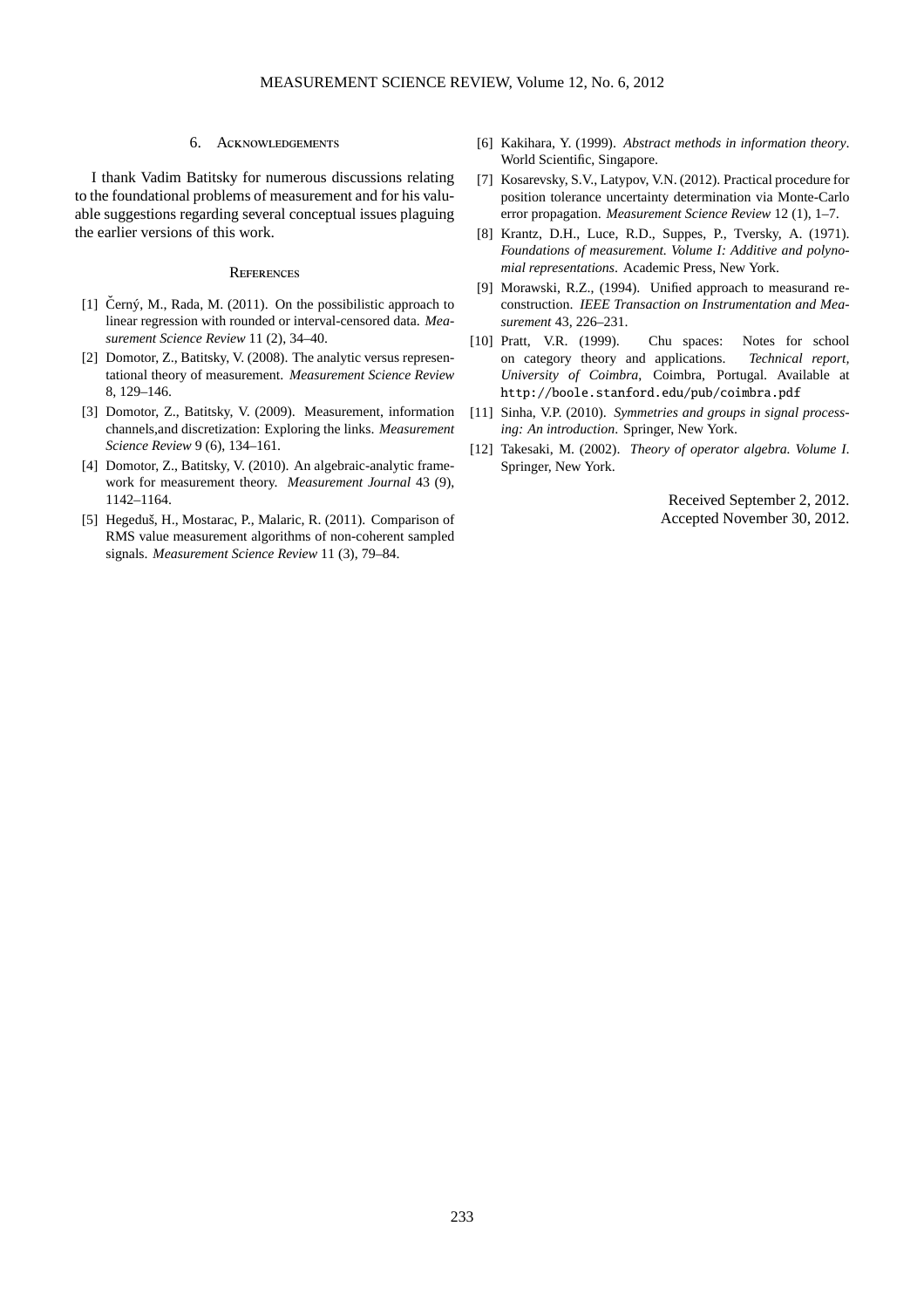## 6. Acknowledgements

I thank Vadim Batitsky for numerous discussions relating to the foundational problems of measurement and for his valuable suggestions regarding several conceptual issues plaguing the earlier versions of this work.

## References

[1] Černý, M., Rada, M. (2011). On the possibilistic approach to linear regression with rounded or interval-censored data. *Measurement Science Review* 11 (2), 34–40.

[2] Domotor, Z., Batitsky, V. (2008). The analytic versus representational theory of measurement. *Measurement Science Review* 8, 129–146.

[3] Domotor, Z., Batitsky, V. (2009). Measurement, information channels,and discretization: Exploring the links. *Measurement Science Review* 9 (6), 134–161.

[4] Domotor, Z., Batitsky, V. (2010). An algebraic-analytic framework for measurement theory. *Measurement Journal* 43 (9), 1142–1164.

[5] Hegeduš, H., Mostarac, P., Malaric, R. (2011). Comparison of RMS value measurement algorithms of non-coherent sampled signals. *Measurement Science Review* 11 (3), 79–84.

[6] Kakihara, Y. (1999). *Abstract methods in information theory*. World Scientific, Singapore.

[7] Kosarevsky, S.V., Latypov, V.N. (2012). Practical procedure for position tolerance uncertainty determination via Monte-Carlo error propagation. *Measurement Science Review* 12 (1), 1–7.

[8] Krantz, D.H., Luce, R.D., Suppes, P., Tversky, A. (1971). *Foundations of measurement. Volume I: Additive and polynomial representations*. Academic Press, New York.

[9] Morawski, R.Z., (1994). Unified approach to measurand reconstruction. *IEEE Transaction on Instrumentation and Measurement* 43, 226–231.

[10] Pratt, V.R. (1999). Chu spaces: Notes for school on category theory and applications. *Technical report, University of Coimbra*, Coimbra, Portugal. Available at http://boole.stanford.edu/pub/coimbra.pdf

[11] Sinha, V.P. (2010). *Symmetries and groups in signal processing: An introduction*. Springer, New York.

[12] Takesaki, M. (2002). *Theory of operator algebra. Volume I*. Springer, New York.

Received September 2, 2012.
Accepted November 30, 2012.